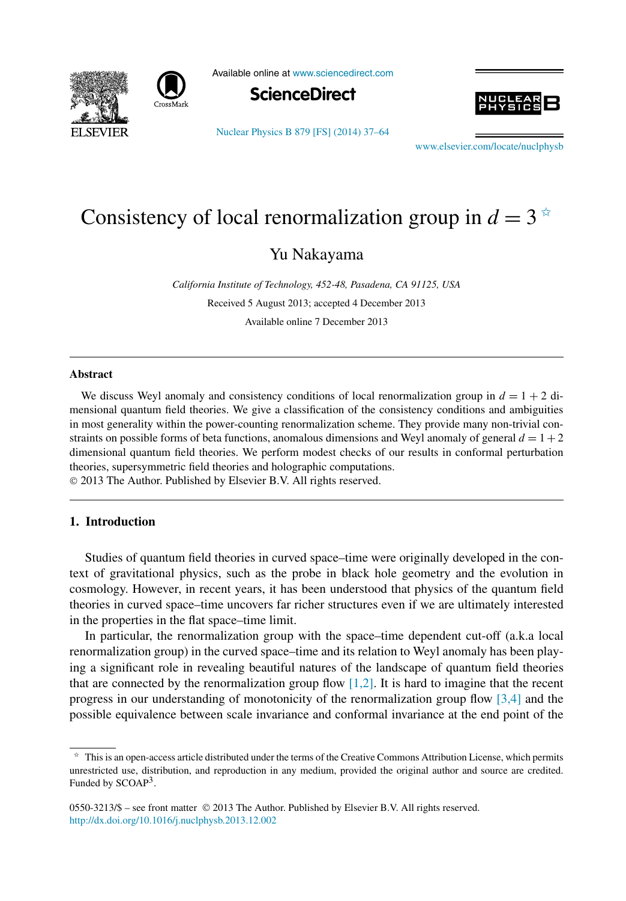# Consistency of local renormalization group in $d = 3$ ☆

Yu Nakayama

*California Institute of Technology, 452-48, Pasadena, CA 91125, USA*

Received 5 August 2013; accepted 4 December 2013

Available online 7 December 2013

## Abstract

We discuss Weyl anomaly and consistency conditions of local renormalization group in $d = 1 + 2$ dimensional quantum field theories. We give a classification of the consistency conditions and ambiguities in most generality within the power-counting renormalization scheme. They provide many non-trivial constraints on possible forms of beta functions, anomalous dimensions and Weyl anomaly of general $d = 1 + 2$ dimensional quantum field theories. We perform modest checks of our results in conformal perturbation theories, supersymmetric field theories and holographic computations.

© 2013 The Author. Published by Elsevier B.V. All rights reserved.

## 1. Introduction

Studies of quantum field theories in curved space–time were originally developed in the context of gravitational physics, such as the probe in black hole geometry and the evolution in cosmology. However, in recent years, it has been understood that physics of the quantum field theories in curved space–time uncovers far richer structures even if we are ultimately interested in the properties in the flat space–time limit.

In particular, the renormalization group with the space–time dependent cut-off (a.k.a local renormalization group) in the curved space–time and its relation to Weyl anomaly has been playing a significant role in revealing beautiful natures of the landscape of quantum field theories that are connected by the renormalization group flow [1,2]. It is hard to imagine that the recent progress in our understanding of monotonicity of the renormalization group flow [3,4] and the possible equivalence between scale invariance and conformal invariance at the end point of the

---

☆ This is an open-access article distributed under the terms of the Creative Commons Attribution License, which permits unrestricted use, distribution, and reproduction in any medium, provided the original author and source are credited. Funded by SCOAP[3].

0550-3213/$ – see front matter © 2013 The Author. Published by Elsevier B.V. All rights reserved.
http://dx.doi.org/10.1016/j.nuclphysb.2013.12.002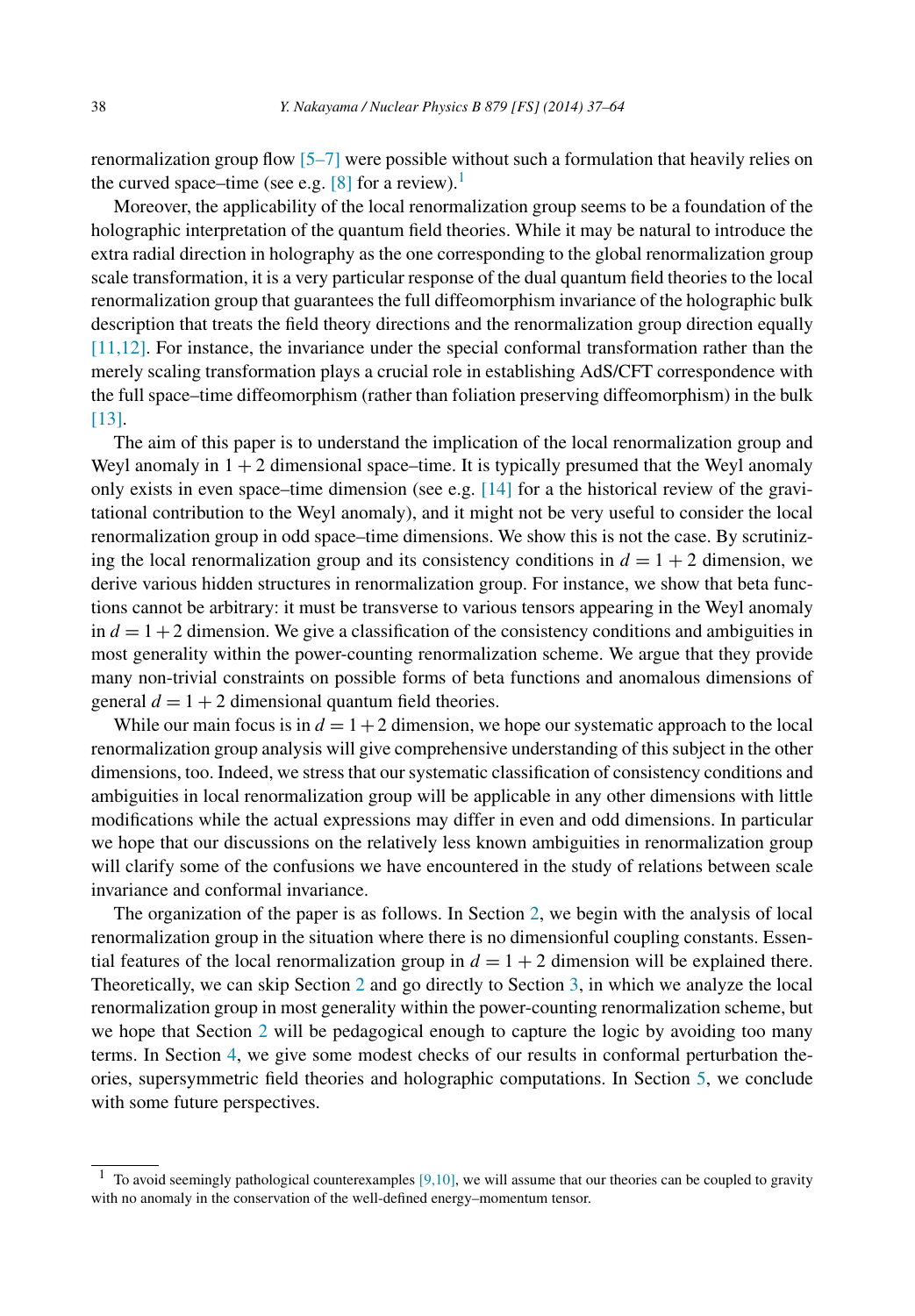renormalization group flow [5–7] were possible without such a formulation that heavily relies on the curved space–time (see e.g. [8] for a review).[1]

Moreover, the applicability of the local renormalization group seems to be a foundation of the holographic interpretation of the quantum field theories. While it may be natural to introduce the extra radial direction in holography as the one corresponding to the global renormalization group scale transformation, it is a very particular response of the dual quantum field theories to the local renormalization group that guarantees the full diffeomorphism invariance of the holographic bulk description that treats the field theory directions and the renormalization group direction equally [11,12]. For instance, the invariance under the special conformal transformation rather than the merely scaling transformation plays a crucial role in establishing AdS/CFT correspondence with the full space–time diffeomorphism (rather than foliation preserving diffeomorphism) in the bulk [13].

The aim of this paper is to understand the implication of the local renormalization group and Weyl anomaly in $1+2$ dimensional space–time. It is typically presumed that the Weyl anomaly only exists in even space–time dimension (see e.g. [14] for a the historical review of the gravitational contribution to the Weyl anomaly), and it might not be very useful to consider the local renormalization group in odd space–time dimensions. We show this is not the case. By scrutinizing the local renormalization group and its consistency conditions in $d = 1+2$ dimension, we derive various hidden structures in renormalization group. For instance, we show that beta functions cannot be arbitrary: it must be transverse to various tensors appearing in the Weyl anomaly in $d = 1+2$ dimension. We give a classification of the consistency conditions and ambiguities in most generality within the power-counting renormalization scheme. We argue that they provide many non-trivial constraints on possible forms of beta functions and anomalous dimensions of general $d = 1+2$ dimensional quantum field theories.

While our main focus is in $d = 1+2$ dimension, we hope our systematic approach to the local renormalization group analysis will give comprehensive understanding of this subject in the other dimensions, too. Indeed, we stress that our systematic classification of consistency conditions and ambiguities in local renormalization group will be applicable in any other dimensions with little modifications while the actual expressions may differ in even and odd dimensions. In particular we hope that our discussions on the relatively less known ambiguities in renormalization group will clarify some of the confusions we have encountered in the study of relations between scale invariance and conformal invariance.

The organization of the paper is as follows. In Section 2, we begin with the analysis of local renormalization group in the situation where there is no dimensionful coupling constants. Essential features of the local renormalization group in $d = 1+2$ dimension will be explained there. Theoretically, we can skip Section 2 and go directly to Section 3, in which we analyze the local renormalization group in most generality within the power-counting renormalization scheme, but we hope that Section 2 will be pedagogical enough to capture the logic by avoiding too many terms. In Section 4, we give some modest checks of our results in conformal perturbation theories, supersymmetric field theories and holographic computations. In Section 5, we conclude with some future perspectives.

---

[1] To avoid seemingly pathological counterexamples [9,10], we will assume that our theories can be coupled to gravity with no anomaly in the conservation of the well-defined energy–momentum tensor.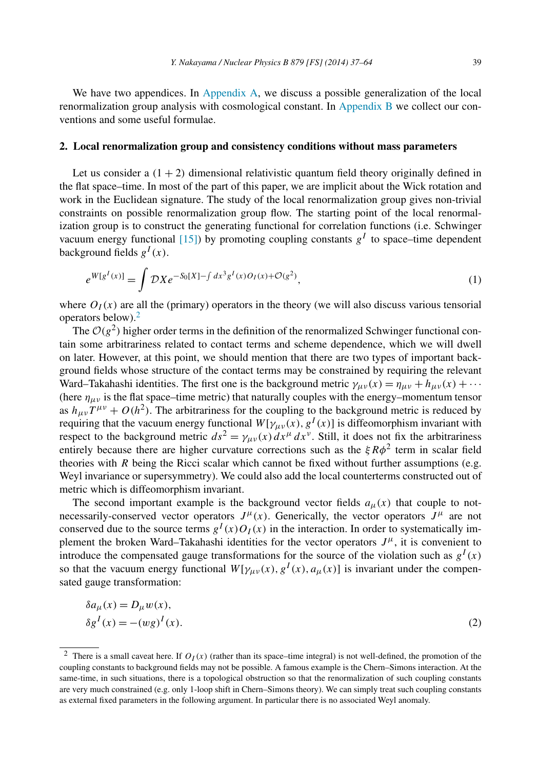We have two appendices. In Appendix A, we discuss a possible generalization of the local renormalization group analysis with cosmological constant. In Appendix B we collect our conventions and some useful formulae.

## 2. Local renormalization group and consistency conditions without mass parameters

Let us consider a $(1+2)$ dimensional relativistic quantum field theory originally defined in the flat space–time. In most of the part of this paper, we are implicit about the Wick rotation and work in the Euclidean signature. The study of the local renormalization group gives non-trivial constraints on possible renormalization group flow. The starting point of the local renormalization group is to construct the generating functional for correlation functions (i.e. Schwinger vacuum energy functional [15]) by promoting coupling constants $g^I$ to space–time dependent background fields $g^I(x)$.

$$e^{W[g^I(x)]} = \int \mathcal{D}X e^{-S_0[X] - \int dx^3 g^I(x) O_I(x) + \mathcal{O}(g^2)}, \tag{1}$$

where $O_I(x)$ are all the (primary) operators in the theory (we will also discuss various tensorial operators below).[2]

The $\mathcal{O}(g^2)$ higher order terms in the definition of the renormalized Schwinger functional contain some arbitrariness related to contact terms and scheme dependence, which we will dwell on later. However, at this point, we should mention that there are two types of important background fields whose structure of the contact terms may be constrained by requiring the relevant Ward–Takahashi identities. The first one is the background metric $\gamma_{\mu\nu}(x) = \eta_{\mu\nu} + h_{\mu\nu}(x) + \cdots$ (here $\eta_{\mu\nu}$ is the flat space–time metric) that naturally couples with the energy–momentum tensor as $h_{\mu\nu}T^{\mu\nu} + O(h^2)$. The arbitrariness for the coupling to the background metric is reduced by requiring that the vacuum energy functional $W[\gamma_{\mu\nu}(x), g^I(x)]$ is diffeomorphism invariant with respect to the background metric $ds^2 = \gamma_{\mu\nu}(x)\, dx^\mu\, dx^\nu$. Still, it does not fix the arbitrariness entirely because there are higher curvature corrections such as the $\xi R\phi^2$ term in scalar field theories with $R$ being the Ricci scalar which cannot be fixed without further assumptions (e.g. Weyl invariance or supersymmetry). We could also add the local counterterms constructed out of metric which is diffeomorphism invariant.

The second important example is the background vector fields $a_\mu(x)$ that couple to not-necessarily-conserved vector operators $J^\mu(x)$. Generically, the vector operators $J^\mu$ are not conserved due to the source terms $g^I(x)O_I(x)$ in the interaction. In order to systematically implement the broken Ward–Takahashi identities for the vector operators $J^\mu$, it is convenient to introduce the compensated gauge transformations for the source of the violation such as $g^I(x)$ so that the vacuum energy functional $W[\gamma_{\mu\nu}(x), g^I(x), a_\mu(x)]$ is invariant under the compensated gauge transformation:

$$\begin{aligned}
\delta a_\mu(x) &= D_\mu w(x), \\
\delta g^I(x) &= -(wg)^I(x).
\end{aligned} \tag{2}$$

[2] There is a small caveat here. If $O_I(x)$ (rather than its space–time integral) is not well-defined, the promotion of the coupling constants to background fields may not be possible. A famous example is the Chern–Simons interaction. At the same-time, in such situations, there is a topological obstruction so that the renormalization of such coupling constants are very much constrained (e.g. only 1-loop shift in Chern–Simons theory). We can simply treat such coupling constants as external fixed parameters in the following argument. In particular there is no associated Weyl anomaly.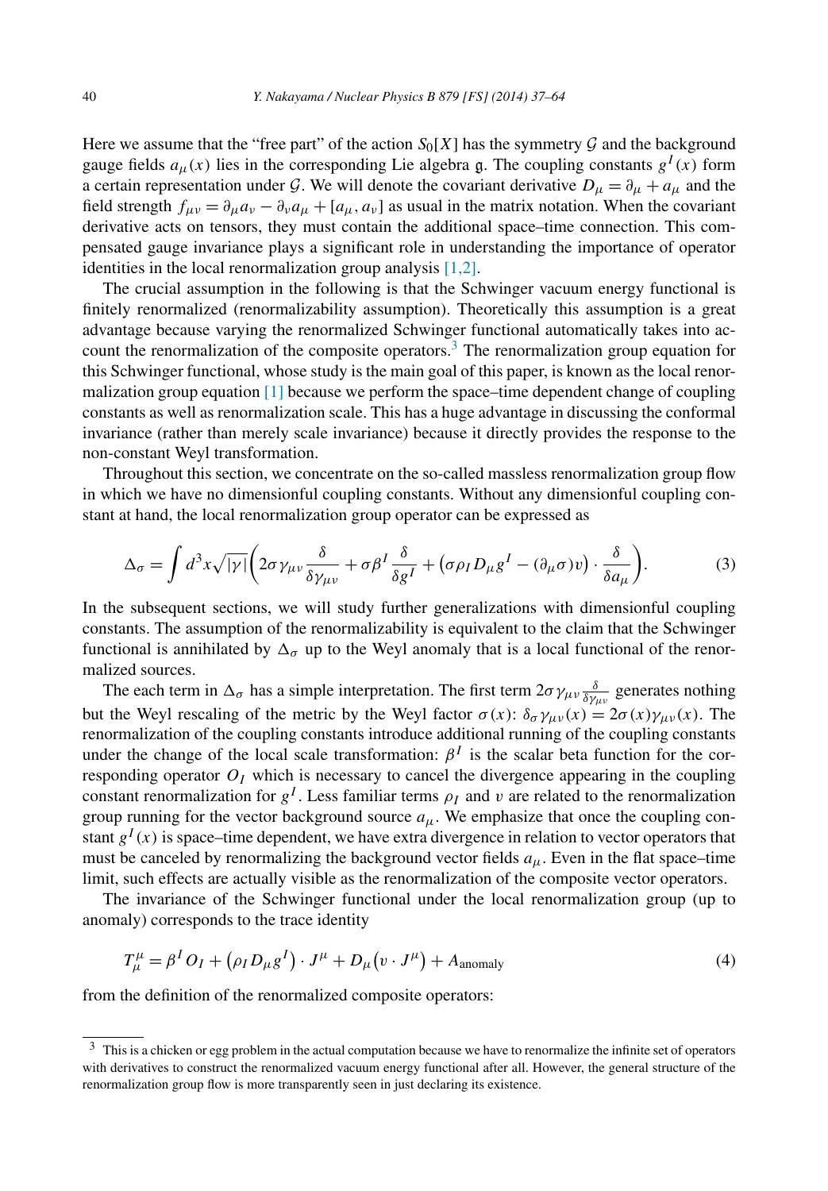Here we assume that the "free part" of the action $S_0[X]$ has the symmetry $\mathcal{G}$ and the background gauge fields $a_\mu(x)$ lies in the corresponding Lie algebra $\mathfrak{g}$. The coupling constants $g^I(x)$ form a certain representation under $\mathcal{G}$. We will denote the covariant derivative $D_\mu = \partial_\mu + a_\mu$ and the field strength $f_{\mu\nu} = \partial_\mu a_\nu - \partial_\nu a_\mu + [a_\mu, a_\nu]$ as usual in the matrix notation. When the covariant derivative acts on tensors, they must contain the additional space–time connection. This compensated gauge invariance plays a significant role in understanding the importance of operator identities in the local renormalization group analysis [1,2].

The crucial assumption in the following is that the Schwinger vacuum energy functional is finitely renormalized (renormalizability assumption). Theoretically this assumption is a great advantage because varying the renormalized Schwinger functional automatically takes into account the renormalization of the composite operators.[3] The renormalization group equation for this Schwinger functional, whose study is the main goal of this paper, is known as the local renormalization group equation [1] because we perform the space–time dependent change of coupling constants as well as renormalization scale. This has a huge advantage in discussing the conformal invariance (rather than merely scale invariance) because it directly provides the response to the non-constant Weyl transformation.

Throughout this section, we concentrate on the so-called massless renormalization group flow in which we have no dimensionful coupling constants. Without any dimensionful coupling constant at hand, the local renormalization group operator can be expressed as

$$\Delta_\sigma = \int d^3x \sqrt{|\gamma|}\left(2\sigma\gamma_{\mu\nu}\frac{\delta}{\delta\gamma_{\mu\nu}} + \sigma\beta^I\frac{\delta}{\delta g^I} + \left(\sigma\rho_I D_\mu g^I - (\partial_\mu\sigma)v\right)\cdot\frac{\delta}{\delta a_\mu}\right). \tag{3}$$

In the subsequent sections, we will study further generalizations with dimensionful coupling constants. The assumption of the renormalizability is equivalent to the claim that the Schwinger functional is annihilated by $\Delta_\sigma$ up to the Weyl anomaly that is a local functional of the renormalized sources.

The each term in $\Delta_\sigma$ has a simple interpretation. The first term $2\sigma\gamma_{\mu\nu}\frac{\delta}{\delta\gamma_{\mu\nu}}$ generates nothing but the Weyl rescaling of the metric by the Weyl factor $\sigma(x)$: $\delta_\sigma\gamma_{\mu\nu}(x) = 2\sigma(x)\gamma_{\mu\nu}(x)$. The renormalization of the coupling constants introduce additional running of the coupling constants under the change of the local scale transformation: $\beta^I$ is the scalar beta function for the corresponding operator $O_I$ which is necessary to cancel the divergence appearing in the coupling constant renormalization for $g^I$. Less familiar terms $\rho_I$ and $v$ are related to the renormalization group running for the vector background source $a_\mu$. We emphasize that once the coupling constant $g^I(x)$ is space–time dependent, we have extra divergence in relation to vector operators that must be canceled by renormalizing the background vector fields $a_\mu$. Even in the flat space–time limit, such effects are actually visible as the renormalization of the composite vector operators.

The invariance of the Schwinger functional under the local renormalization group (up to anomaly) corresponds to the trace identity

$$T^\mu_\mu = \beta^I O_I + \left(\rho_I D_\mu g^I\right)\cdot J^\mu + D_\mu\left(v\cdot J^\mu\right) + A_{\text{anomaly}} \tag{4}$$

from the definition of the renormalized composite operators:

[3] This is a chicken or egg problem in the actual computation because we have to renormalize the infinite set of operators with derivatives to construct the renormalized vacuum energy functional after all. However, the general structure of the renormalization group flow is more transparently seen in just declaring its existence.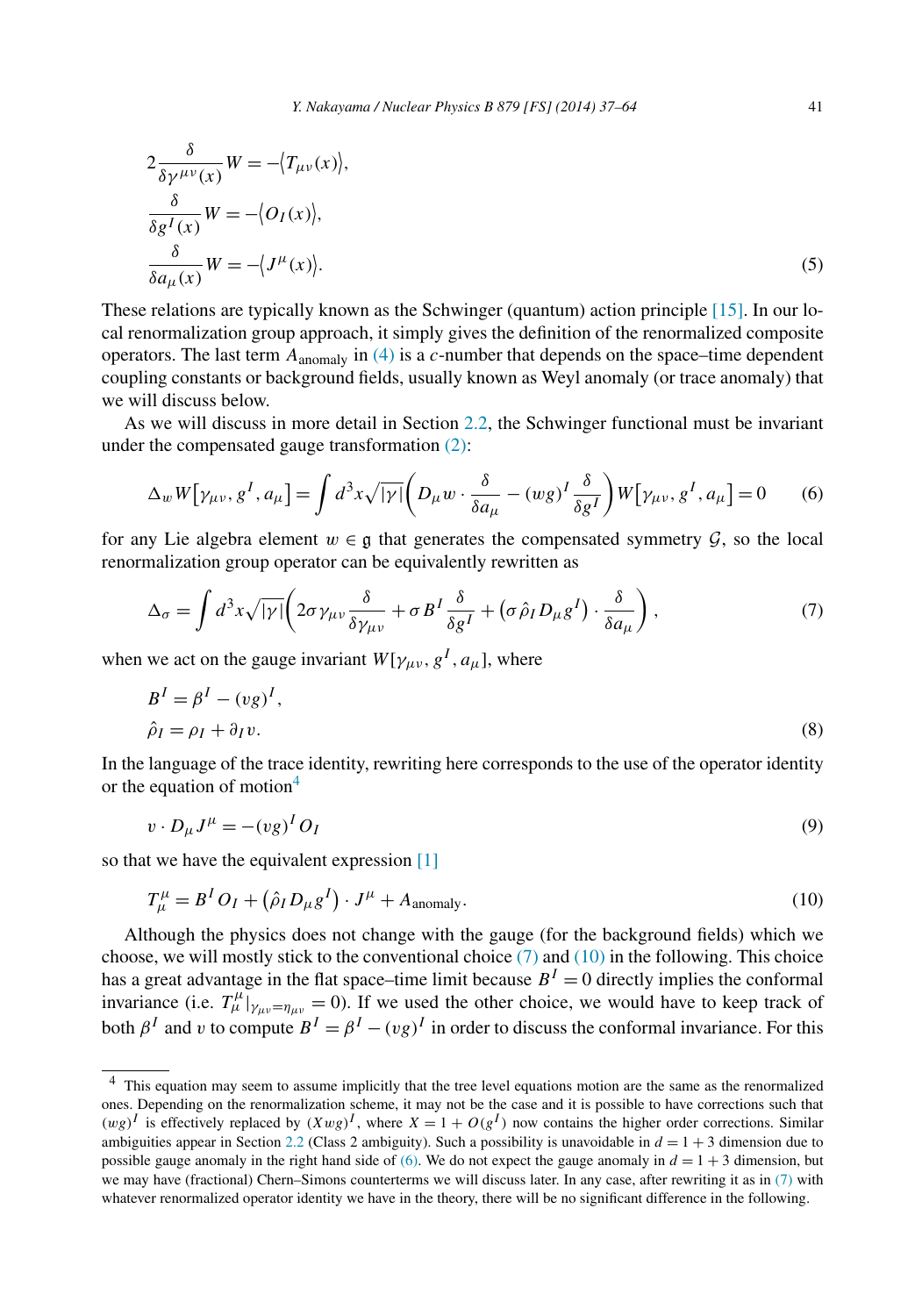$$
\begin{aligned}
&2\frac{\delta}{\delta\gamma^{\mu\nu}(x)}W = -\langle T_{\mu\nu}(x)\rangle, \\
&\frac{\delta}{\delta g^I(x)}W = -\langle O_I(x)\rangle, \\
&\frac{\delta}{\delta a_\mu(x)}W = -\langle J^\mu(x)\rangle.
\end{aligned}
\tag{5}
$$

These relations are typically known as the Schwinger (quantum) action principle [15]. In our local renormalization group approach, it simply gives the definition of the renormalized composite operators. The last term $A_{\text{anomaly}}$ in (4) is a $c$-number that depends on the space–time dependent coupling constants or background fields, usually known as Weyl anomaly (or trace anomaly) that we will discuss below.

As we will discuss in more detail in Section 2.2, the Schwinger functional must be invariant under the compensated gauge transformation (2):

$$
\Delta_w W[\gamma_{\mu\nu}, g^I, a_\mu] = \int d^3x\sqrt{|\gamma|}\left(D_\mu w \cdot \frac{\delta}{\delta a_\mu} - (wg)^I \frac{\delta}{\delta g^I}\right) W[\gamma_{\mu\nu}, g^I, a_\mu] = 0 \tag{6}
$$

for any Lie algebra element $w \in \mathfrak{g}$ that generates the compensated symmetry $\mathcal{G}$, so the local renormalization group operator can be equivalently rewritten as

$$
\Delta_\sigma = \int d^3x\sqrt{|\gamma|}\left(2\sigma\gamma_{\mu\nu}\frac{\delta}{\delta\gamma_{\mu\nu}} + \sigma B^I \frac{\delta}{\delta g^I} + \left(\sigma\hat{\rho}_I D_\mu g^I\right)\cdot\frac{\delta}{\delta a_\mu}\right), \tag{7}
$$

when we act on the gauge invariant $W[\gamma_{\mu\nu}, g^I, a_\mu]$, where

$$
\begin{aligned}
&B^I = \beta^I - (vg)^I, \\
&\hat{\rho}_I = \rho_I + \partial_I v.
\end{aligned}
\tag{8}
$$

In the language of the trace identity, rewriting here corresponds to the use of the operator identity or the equation of motion[4]

$$
v \cdot D_\mu J^\mu = -(vg)^I O_I \tag{9}
$$

so that we have the equivalent expression [1]

$$
T^\mu_\mu = B^I O_I + \left(\hat{\rho}_I D_\mu g^I\right)\cdot J^\mu + A_{\text{anomaly}}. \tag{10}
$$

Although the physics does not change with the gauge (for the background fields) which we choose, we will mostly stick to the conventional choice (7) and (10) in the following. This choice has a great advantage in the flat space–time limit because $B^I = 0$ directly implies the conformal invariance (i.e. $T^\mu_\mu|_{\gamma_{\mu\nu}=\eta_{\mu\nu}} = 0$). If we used the other choice, we would have to keep track of both $\beta^I$ and $v$ to compute $B^I = \beta^I - (vg)^I$ in order to discuss the conformal invariance. For this

[4] This equation may seem to assume implicitly that the tree level equations motion are the same as the renormalized ones. Depending on the renormalization scheme, it may not be the case and it is possible to have corrections such that $(wg)^I$ is effectively replaced by $(Xwg)^I$, where $X = 1 + O(g^I)$ now contains the higher order corrections. Similar ambiguities appear in Section 2.2 (Class 2 ambiguity). Such a possibility is unavoidable in $d = 1+3$ dimension due to possible gauge anomaly in the right hand side of (6). We do not expect the gauge anomaly in $d = 1+3$ dimension, but we may have (fractional) Chern–Simons counterterms we will discuss later. In any case, after rewriting it as in (7) with whatever renormalized operator identity we have in the theory, there will be no significant difference in the following.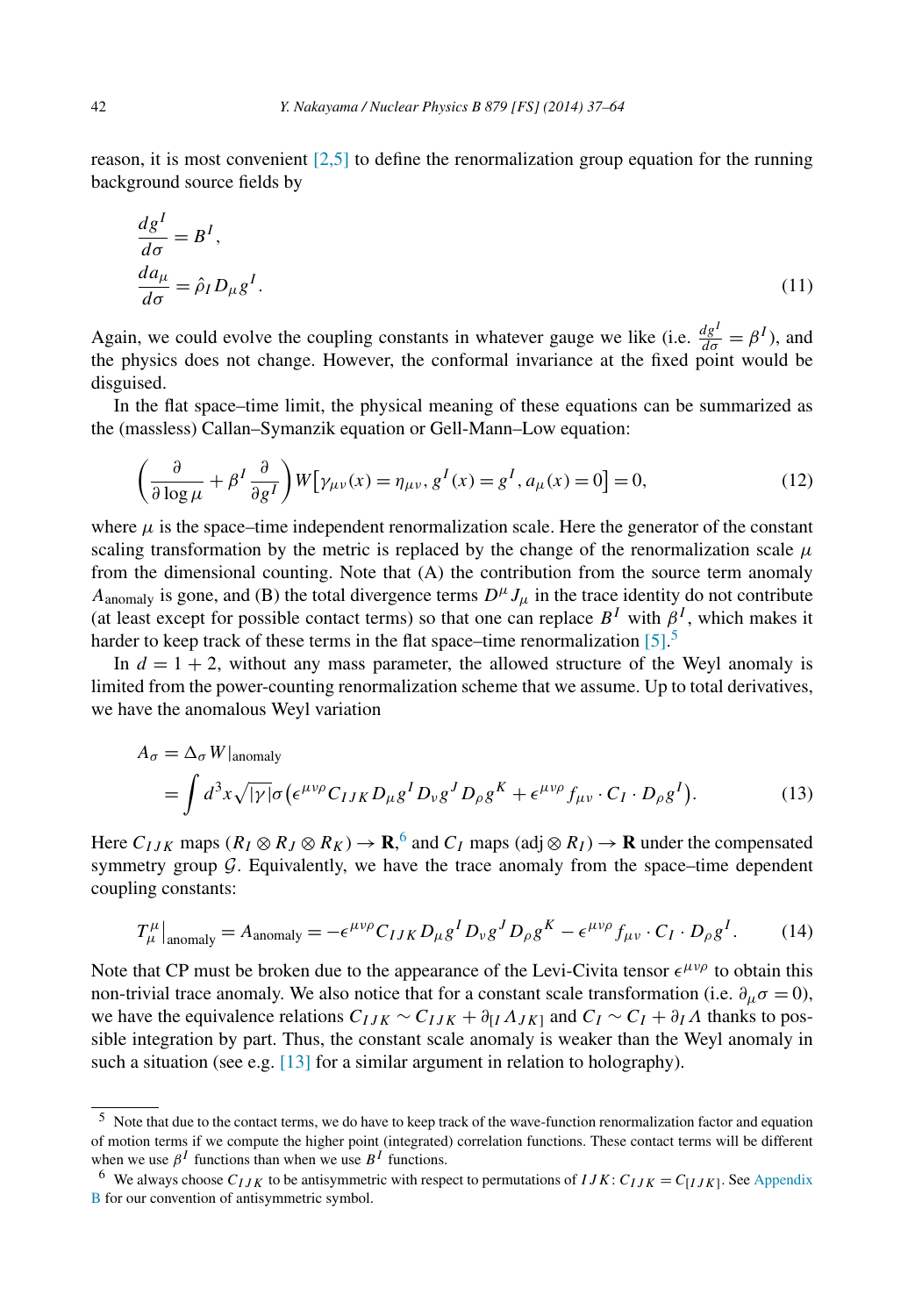reason, it is most convenient [2,5] to define the renormalization group equation for the running background source fields by

$$
\begin{aligned}
\frac{dg^I}{d\sigma} &= B^I, \\
\frac{da_\mu}{d\sigma} &= \hat{\rho}_I D_\mu g^I.
\end{aligned}
\tag{11}
$$

Again, we could evolve the coupling constants in whatever gauge we like (i.e. $\frac{dg^I}{d\sigma} = \beta^I$), and the physics does not change. However, the conformal invariance at the fixed point would be disguised.

In the flat space–time limit, the physical meaning of these equations can be summarized as the (massless) Callan–Symanzik equation or Gell-Mann–Low equation:

$$
\left( \frac{\partial}{\partial \log \mu} + \beta^I \frac{\partial}{\partial g^I} \right) W\left[\gamma_{\mu\nu}(x) = \eta_{\mu\nu}, g^I(x) = g^I, a_\mu(x) = 0\right] = 0, \tag{12}
$$

where $\mu$ is the space–time independent renormalization scale. Here the generator of the constant scaling transformation by the metric is replaced by the change of the renormalization scale $\mu$ from the dimensional counting. Note that (A) the contribution from the source term anomaly $A_{\text{anomaly}}$ is gone, and (B) the total divergence terms $D^\mu J_\mu$ in the trace identity do not contribute (at least except for possible contact terms) so that one can replace $B^I$ with $\beta^I$, which makes it harder to keep track of these terms in the flat space–time renormalization [5].[5]

In $d = 1 + 2$, without any mass parameter, the allowed structure of the Weyl anomaly is limited from the power-counting renormalization scheme that we assume. Up to total derivatives, we have the anomalous Weyl variation

$$
\begin{aligned}
A_\sigma &= \Delta_\sigma W|_{\text{anomaly}} \\
&= \int d^3x \sqrt{|\gamma|} \sigma \left( \epsilon^{\mu\nu\rho} C_{IJK} D_\mu g^I D_\nu g^J D_\rho g^K + \epsilon^{\mu\nu\rho} f_{\mu\nu} \cdot C_I \cdot D_\rho g^I \right).
\end{aligned}
\tag{13}
$$

Here $C_{IJK}$ maps $(R_I \otimes R_J \otimes R_K) \to \mathbf{R}$,[6] and $C_I$ maps $(\text{adj} \otimes R_I) \to \mathbf{R}$ under the compensated symmetry group $\mathcal{G}$. Equivalently, we have the trace anomaly from the space–time dependent coupling constants:

$$
T^\mu_\mu\big|_{\text{anomaly}} = A_{\text{anomaly}} = -\epsilon^{\mu\nu\rho} C_{IJK} D_\mu g^I D_\nu g^J D_\rho g^K - \epsilon^{\mu\nu\rho} f_{\mu\nu} \cdot C_I \cdot D_\rho g^I. \tag{14}
$$

Note that CP must be broken due to the appearance of the Levi-Civita tensor $\epsilon^{\mu\nu\rho}$ to obtain this non-trivial trace anomaly. We also notice that for a constant scale transformation (i.e. $\partial_\mu \sigma = 0$), we have the equivalence relations $C_{IJK} \sim C_{IJK} + \partial_{[I} \Lambda_{JK]}$ and $C_I \sim C_I + \partial_I \Lambda$ thanks to possible integration by part. Thus, the constant scale anomaly is weaker than the Weyl anomaly in such a situation (see e.g. [13] for a similar argument in relation to holography).

---

[5] Note that due to the contact terms, we do have to keep track of the wave-function renormalization factor and equation of motion terms if we compute the higher point (integrated) correlation functions. These contact terms will be different when we use $\beta^I$ functions than when we use $B^I$ functions.

[6] We always choose $C_{IJK}$ to be antisymmetric with respect to permutations of $IJK$: $C_{IJK} = C_{[IJK]}$. See Appendix B for our convention of antisymmetric symbol.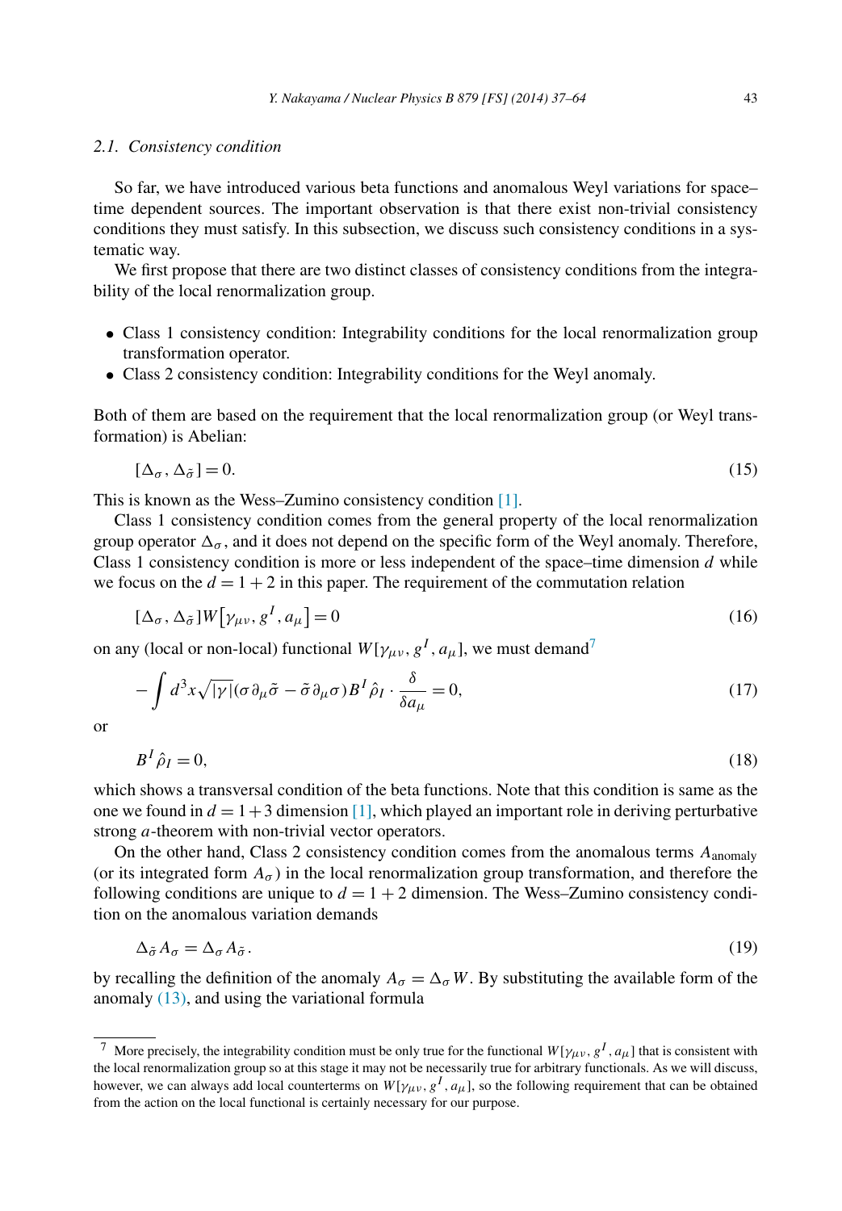### 2.1. Consistency condition

So far, we have introduced various beta functions and anomalous Weyl variations for space–time dependent sources. The important observation is that there exist non-trivial consistency conditions they must satisfy. In this subsection, we discuss such consistency conditions in a systematic way.

We first propose that there are two distinct classes of consistency conditions from the integrability of the local renormalization group.

- Class 1 consistency condition: Integrability conditions for the local renormalization group transformation operator.
- Class 2 consistency condition: Integrability conditions for the Weyl anomaly.

Both of them are based on the requirement that the local renormalization group (or Weyl transformation) is Abelian:

$$[\Delta_\sigma, \Delta_{\tilde{\sigma}}] = 0. \tag{15}$$

This is known as the Wess–Zumino consistency condition [1].

Class 1 consistency condition comes from the general property of the local renormalization group operator $\Delta_\sigma$, and it does not depend on the specific form of the Weyl anomaly. Therefore, Class 1 consistency condition is more or less independent of the space–time dimension $d$ while we focus on the $d = 1+2$ in this paper. The requirement of the commutation relation

$$[\Delta_\sigma, \Delta_{\tilde{\sigma}}] W\big[\gamma_{\mu\nu}, g^I, a_\mu\big] = 0 \tag{16}$$

on any (local or non-local) functional $W[\gamma_{\mu\nu}, g^I, a_\mu]$, we must demand[7]

$$-\int d^3x \sqrt{|\gamma|} (\sigma \partial_\mu \tilde{\sigma} - \tilde{\sigma} \partial_\mu \sigma) B^I \hat{\rho}_I \cdot \frac{\delta}{\delta a_\mu} = 0, \tag{17}$$

or

$$B^I \hat{\rho}_I = 0, \tag{18}$$

which shows a transversal condition of the beta functions. Note that this condition is same as the one we found in $d = 1+3$ dimension [1], which played an important role in deriving perturbative strong $a$-theorem with non-trivial vector operators.

On the other hand, Class 2 consistency condition comes from the anomalous terms $A_{\text{anomaly}}$ (or its integrated form $A_\sigma$) in the local renormalization group transformation, and therefore the following conditions are unique to $d = 1+2$ dimension. The Wess–Zumino consistency condition on the anomalous variation demands

$$\Delta_{\tilde{\sigma}} A_\sigma = \Delta_\sigma A_{\tilde{\sigma}}. \tag{19}$$

by recalling the definition of the anomaly $A_\sigma = \Delta_\sigma W$. By substituting the available form of the anomaly (13), and using the variational formula

---

[7] More precisely, the integrability condition must be only true for the functional $W[\gamma_{\mu\nu}, g^I, a_\mu]$ that is consistent with the local renormalization group so at this stage it may not be necessarily true for arbitrary functionals. As we will discuss, however, we can always add local counterterms on $W[\gamma_{\mu\nu}, g^I, a_\mu]$, so the following requirement that can be obtained from the action on the local functional is certainly necessary for our purpose.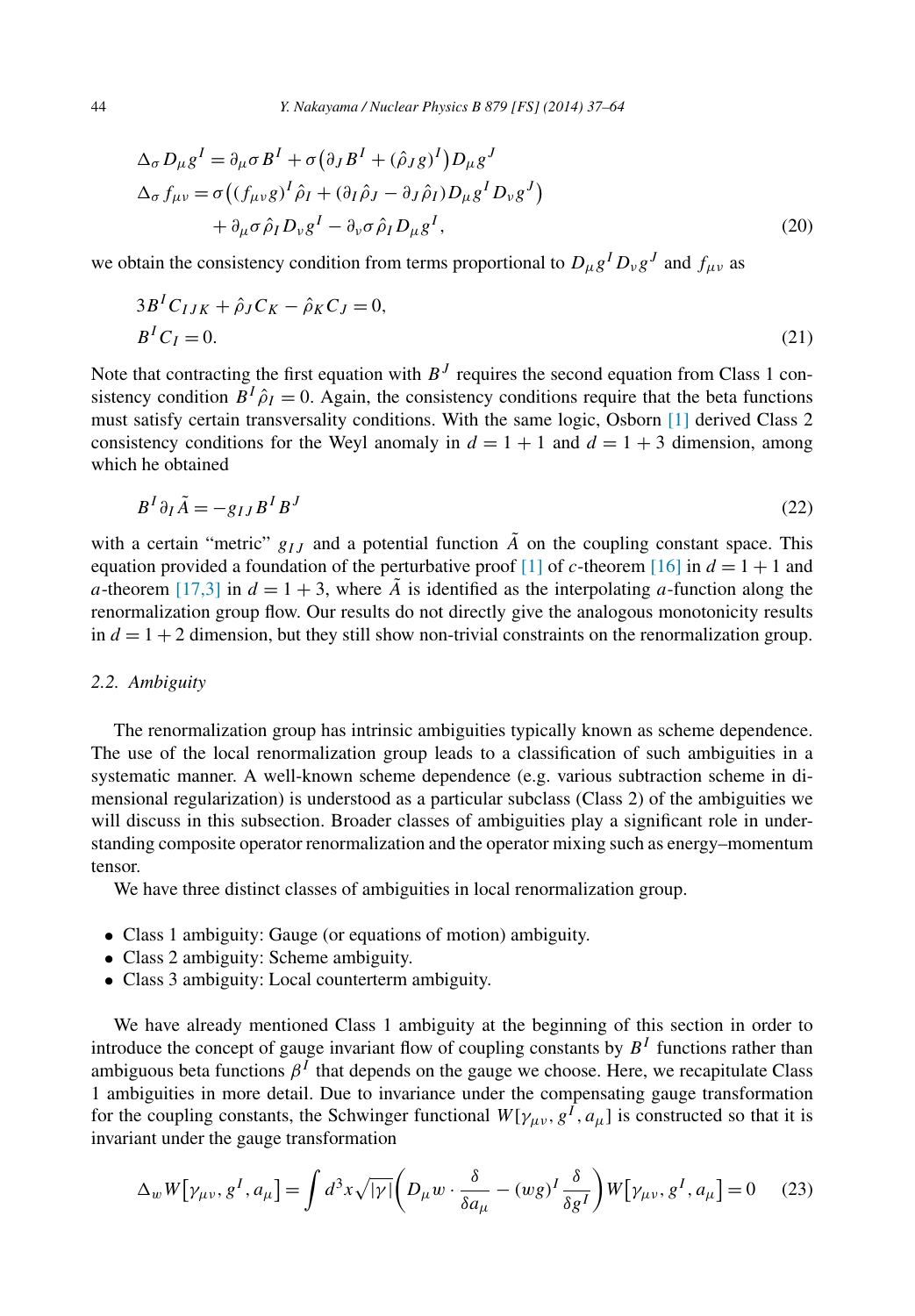$$
\begin{aligned}
\Delta_\sigma D_\mu g^I &= \partial_\mu \sigma B^I + \sigma\big(\partial_J B^I + (\hat{\rho}_J g)^I\big) D_\mu g^J \\
\Delta_\sigma f_{\mu\nu} &= \sigma\big((f_{\mu\nu} g)^I \hat{\rho}_I + (\partial_I \hat{\rho}_J - \partial_J \hat{\rho}_I) D_\mu g^I D_\nu g^J\big) \\
&\quad + \partial_\mu \sigma \hat{\rho}_I D_\nu g^I - \partial_\nu \sigma \hat{\rho}_I D_\mu g^I,
\end{aligned}
\tag{20}
$$

we obtain the consistency condition from terms proportional to $D_\mu g^I D_\nu g^J$ and $f_{\mu\nu}$ as

$$
\begin{aligned}
&3 B^I C_{IJK} + \hat{\rho}_J C_K - \hat{\rho}_K C_J = 0, \\
&B^I C_I = 0.
\end{aligned}
\tag{21}
$$

Note that contracting the first equation with $B^J$ requires the second equation from Class 1 consistency condition $B^I \hat{\rho}_I = 0$. Again, the consistency conditions require that the beta functions must satisfy certain transversality conditions. With the same logic, Osborn [1] derived Class 2 consistency conditions for the Weyl anomaly in $d = 1 + 1$ and $d = 1 + 3$ dimension, among which he obtained

$$
B^I \partial_I \tilde{A} = -g_{IJ} B^I B^J
\tag{22}
$$

with a certain "metric" $g_{IJ}$ and a potential function $\tilde{A}$ on the coupling constant space. This equation provided a foundation of the perturbative proof [1] of $c$-theorem [16] in $d = 1 + 1$ and $a$-theorem [17,3] in $d = 1 + 3$, where $\tilde{A}$ is identified as the interpolating $a$-function along the renormalization group flow. Our results do not directly give the analogous monotonicity results in $d = 1 + 2$ dimension, but they still show non-trivial constraints on the renormalization group.

### 2.2. Ambiguity

The renormalization group has intrinsic ambiguities typically known as scheme dependence. The use of the local renormalization group leads to a classification of such ambiguities in a systematic manner. A well-known scheme dependence (e.g. various subtraction scheme in dimensional regularization) is understood as a particular subclass (Class 2) of the ambiguities we will discuss in this subsection. Broader classes of ambiguities play a significant role in understanding composite operator renormalization and the operator mixing such as energy–momentum tensor.

We have three distinct classes of ambiguities in local renormalization group.

- Class 1 ambiguity: Gauge (or equations of motion) ambiguity.
- Class 2 ambiguity: Scheme ambiguity.
- Class 3 ambiguity: Local counterterm ambiguity.

We have already mentioned Class 1 ambiguity at the beginning of this section in order to introduce the concept of gauge invariant flow of coupling constants by $B^I$ functions rather than ambiguous beta functions $\beta^I$ that depends on the gauge we choose. Here, we recapitulate Class 1 ambiguities in more detail. Due to invariance under the compensating gauge transformation for the coupling constants, the Schwinger functional $W[\gamma_{\mu\nu}, g^I, a_\mu]$ is constructed so that it is invariant under the gauge transformation

$$
\Delta_w W\big[\gamma_{\mu\nu}, g^I, a_\mu\big] = \int d^3x \sqrt{|\gamma|} \left( D_\mu w \cdot \frac{\delta}{\delta a_\mu} - (wg)^I \frac{\delta}{\delta g^I} \right) W\big[\gamma_{\mu\nu}, g^I, a_\mu\big] = 0
\tag{23}
$$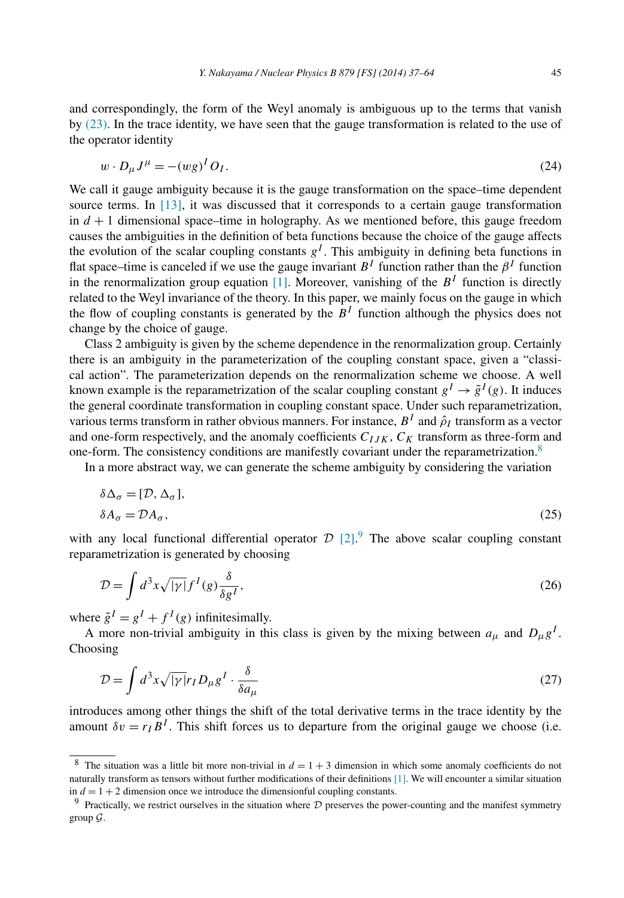and correspondingly, the form of the Weyl anomaly is ambiguous up to the terms that vanish by (23). In the trace identity, we have seen that the gauge transformation is related to the use of the operator identity

$$w \cdot D_\mu J^\mu = -(wg)^I O_I. \tag{24}$$

We call it gauge ambiguity because it is the gauge transformation on the space–time dependent source terms. In [13], it was discussed that it corresponds to a certain gauge transformation in $d+1$ dimensional space–time in holography. As we mentioned before, this gauge freedom causes the ambiguities in the definition of beta functions because the choice of the gauge affects the evolution of the scalar coupling constants $g^I$. This ambiguity in defining beta functions in flat space–time is canceled if we use the gauge invariant $B^I$ function rather than the $\beta^I$ function in the renormalization group equation [1]. Moreover, vanishing of the $B^I$ function is directly related to the Weyl invariance of the theory. In this paper, we mainly focus on the gauge in which the flow of coupling constants is generated by the $B^I$ function although the physics does not change by the choice of gauge.

Class 2 ambiguity is given by the scheme dependence in the renormalization group. Certainly there is an ambiguity in the parameterization of the coupling constant space, given a "classical action". The parameterization depends on the renormalization scheme we choose. A well known example is the reparametrization of the scalar coupling constant $g^I \to \tilde{g}^I(g)$. It induces the general coordinate transformation in coupling constant space. Under such reparametrization, various terms transform in rather obvious manners. For instance, $B^I$ and $\hat{\rho}_I$ transform as a vector and one-form respectively, and the anomaly coefficients $C_{IJK}$, $C_K$ transform as three-form and one-form. The consistency conditions are manifestly covariant under the reparametrization.[8]

In a more abstract way, we can generate the scheme ambiguity by considering the variation

$$\begin{aligned}
\delta\Delta_\sigma &= [\mathcal{D}, \Delta_\sigma], \\
\delta A_\sigma &= \mathcal{D} A_\sigma,
\end{aligned} \tag{25}$$

with any local functional differential operator $\mathcal{D}$ [2].[9] The above scalar coupling constant reparametrization is generated by choosing

$$\mathcal{D} = \int d^3x \sqrt{|\gamma|} f^I(g) \frac{\delta}{\delta g^I}, \tag{26}$$

where $\tilde{g}^I = g^I + f^I(g)$ infinitesimally.

A more non-trivial ambiguity in this class is given by the mixing between $a_\mu$ and $D_\mu g^I$. Choosing

$$\mathcal{D} = \int d^3x \sqrt{|\gamma|} r_I D_\mu g^I \cdot \frac{\delta}{\delta a_\mu} \tag{27}$$

introduces among other things the shift of the total derivative terms in the trace identity by the amount $\delta v = r_I B^I$. This shift forces us to departure from the original gauge we choose (i.e.

---

[8] The situation was a little bit more non-trivial in $d = 1+3$ dimension in which some anomaly coefficients do not naturally transform as tensors without further modifications of their definitions [1]. We will encounter a similar situation in $d = 1+2$ dimension once we introduce the dimensionful coupling constants.

[9] Practically, we restrict ourselves in the situation where $\mathcal{D}$ preserves the power-counting and the manifest symmetry group $\mathcal{G}$.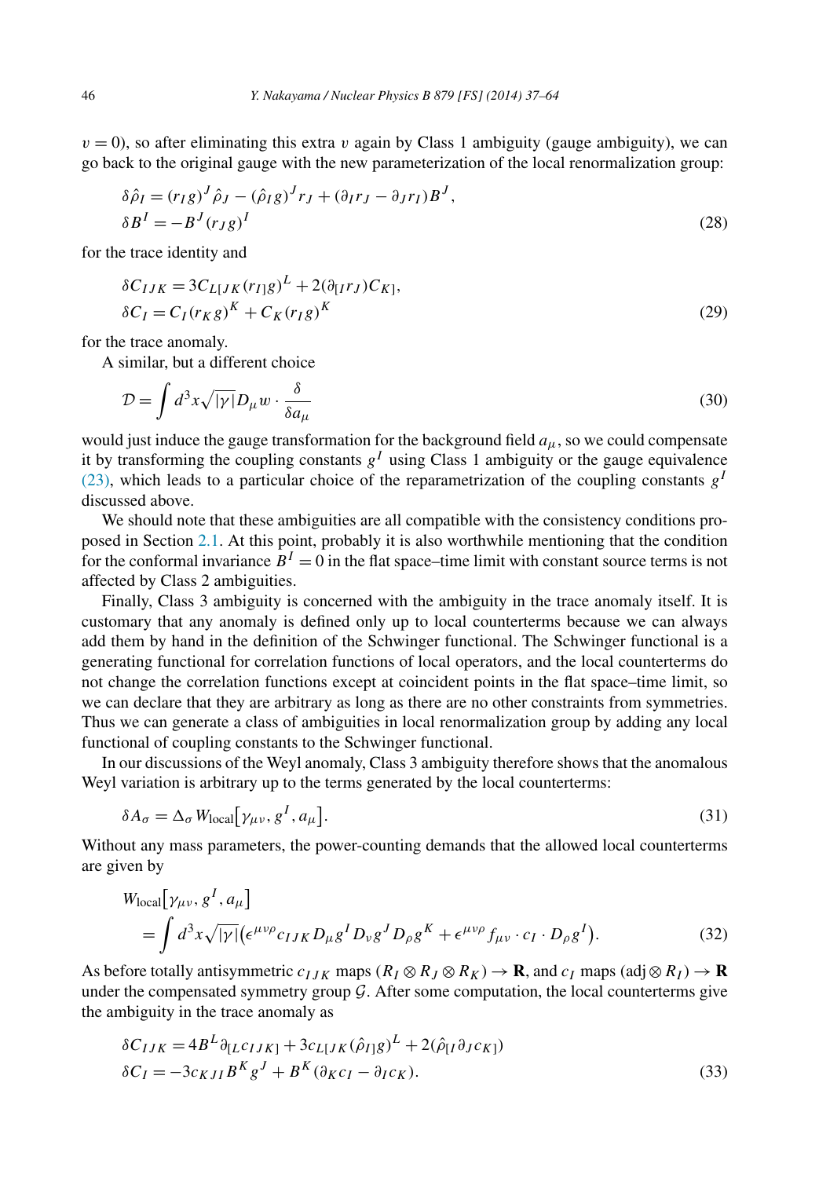$v = 0$), so after eliminating this extra $v$ again by Class 1 ambiguity (gauge ambiguity), we can go back to the original gauge with the new parameterization of the local renormalization group:

$$
\begin{aligned}
&\delta\hat{\rho}_I = (r_I g)^J \hat{\rho}_J - (\hat{\rho}_I g)^J r_J + (\partial_I r_J - \partial_J r_I) B^J, \\
&\delta B^I = -B^J (r_J g)^I
\end{aligned}
\tag{28}
$$

for the trace identity and

$$
\begin{aligned}
&\delta C_{IJK} = 3 C_{L[JK}(r_{I]} g)^L + 2(\partial_{[I} r_J) C_{K]}, \\
&\delta C_I = C_I (r_K g)^K + C_K (r_I g)^K
\end{aligned}
\tag{29}
$$

for the trace anomaly.

A similar, but a different choice

$$
\mathcal{D} = \int d^3x \sqrt{|\gamma|} D_\mu w \cdot \frac{\delta}{\delta a_\mu}
\tag{30}
$$

would just induce the gauge transformation for the background field $a_\mu$, so we could compensate it by transforming the coupling constants $g^I$ using Class 1 ambiguity or the gauge equivalence (23), which leads to a particular choice of the reparametrization of the coupling constants $g^I$ discussed above.

We should note that these ambiguities are all compatible with the consistency conditions proposed in Section 2.1. At this point, probably it is also worthwhile mentioning that the condition for the conformal invariance $B^I = 0$ in the flat space–time limit with constant source terms is not affected by Class 2 ambiguities.

Finally, Class 3 ambiguity is concerned with the ambiguity in the trace anomaly itself. It is customary that any anomaly is defined only up to local counterterms because we can always add them by hand in the definition of the Schwinger functional. The Schwinger functional is a generating functional for correlation functions of local operators, and the local counterterms do not change the correlation functions except at coincident points in the flat space–time limit, so we can declare that they are arbitrary as long as there are no other constraints from symmetries. Thus we can generate a class of ambiguities in local renormalization group by adding any local functional of coupling constants to the Schwinger functional.

In our discussions of the Weyl anomaly, Class 3 ambiguity therefore shows that the anomalous Weyl variation is arbitrary up to the terms generated by the local counterterms:

$$
\delta A_\sigma = \Delta_\sigma W_{\text{local}}\big[\gamma_{\mu\nu}, g^I, a_\mu\big].
\tag{31}
$$

Without any mass parameters, the power-counting demands that the allowed local counterterms are given by

$$
\begin{aligned}
&W_{\text{local}}\big[\gamma_{\mu\nu}, g^I, a_\mu\big] \\
&\quad = \int d^3x \sqrt{|\gamma|} \big( \epsilon^{\mu\nu\rho} c_{IJK} D_\mu g^I D_\nu g^J D_\rho g^K + \epsilon^{\mu\nu\rho} f_{\mu\nu} \cdot c_I \cdot D_\rho g^I \big).
\end{aligned}
\tag{32}
$$

As before totally antisymmetric $c_{IJK}$ maps $(R_I \otimes R_J \otimes R_K) \to \mathbf{R}$, and $c_I$ maps $(\text{adj} \otimes R_I) \to \mathbf{R}$ under the compensated symmetry group $\mathcal{G}$. After some computation, the local counterterms give the ambiguity in the trace anomaly as

$$
\begin{aligned}
&\delta C_{IJK} = 4 B^L \partial_{[L} c_{IJK]} + 3 c_{L[JK} (\hat{\rho}_{I]} g)^L + 2(\hat{\rho}_{[I} \partial_J c_{K]}) \\
&\delta C_I = -3 c_{KJI} B^K g^J + B^K (\partial_K c_I - \partial_I c_K).
\end{aligned}
\tag{33}
$$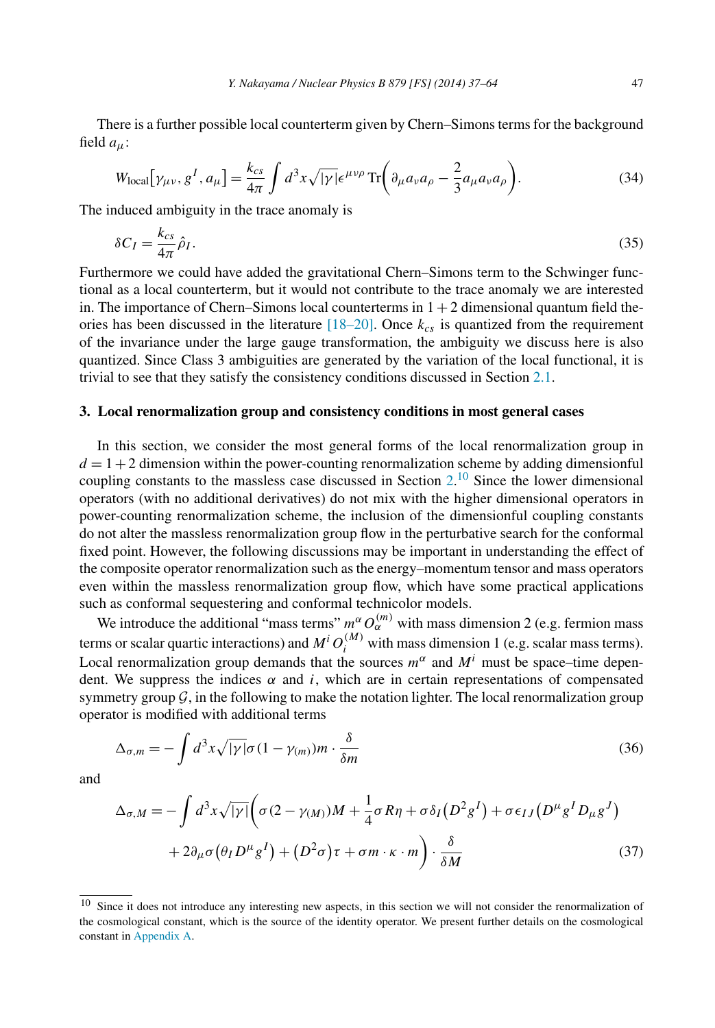There is a further possible local counterterm given by Chern–Simons terms for the background field $a_\mu$:

$$W_{\text{local}}[\gamma_{\mu\nu}, g^I, a_\mu] = \frac{k_{cs}}{4\pi}\int d^3x\sqrt{|\gamma|}\epsilon^{\mu\nu\rho}\,\text{Tr}\left(\partial_\mu a_\nu a_\rho - \frac{2}{3}a_\mu a_\nu a_\rho\right). \tag{34}$$

The induced ambiguity in the trace anomaly is

$$\delta C_I = \frac{k_{cs}}{4\pi}\hat{\rho}_I. \tag{35}$$

Furthermore we could have added the gravitational Chern–Simons term to the Schwinger functional as a local counterterm, but it would not contribute to the trace anomaly we are interested in. The importance of Chern–Simons local counterterms in $1+2$ dimensional quantum field theories has been discussed in the literature [18–20]. Once $k_{cs}$ is quantized from the requirement of the invariance under the large gauge transformation, the ambiguity we discuss here is also quantized. Since Class 3 ambiguities are generated by the variation of the local functional, it is trivial to see that they satisfy the consistency conditions discussed in Section 2.1.

## 3. Local renormalization group and consistency conditions in most general cases

In this section, we consider the most general forms of the local renormalization group in $d = 1+2$ dimension within the power-counting renormalization scheme by adding dimensionful coupling constants to the massless case discussed in Section 2.[10] Since the lower dimensional operators (with no additional derivatives) do not mix with the higher dimensional operators in power-counting renormalization scheme, the inclusion of the dimensionful coupling constants do not alter the massless renormalization group flow in the perturbative search for the conformal fixed point. However, the following discussions may be important in understanding the effect of the composite operator renormalization such as the energy–momentum tensor and mass operators even within the massless renormalization group flow, which have some practical applications such as conformal sequestering and conformal technicolor models.

We introduce the additional "mass terms" $m^\alpha O_\alpha^{(m)}$ with mass dimension 2 (e.g. fermion mass terms or scalar quartic interactions) and $M^i O_i^{(M)}$ with mass dimension 1 (e.g. scalar mass terms). Local renormalization group demands that the sources $m^\alpha$ and $M^i$ must be space–time dependent. We suppress the indices $\alpha$ and $i$, which are in certain representations of compensated symmetry group $\mathcal{G}$, in the following to make the notation lighter. The local renormalization group operator is modified with additional terms

$$\Delta_{\sigma,m} = -\int d^3x\sqrt{|\gamma|}\sigma(1-\gamma_{(m)})m \cdot \frac{\delta}{\delta m} \tag{36}$$

and

$$\begin{aligned}\Delta_{\sigma,M} = -\int d^3x\sqrt{|\gamma|}\bigg(&\sigma(2-\gamma_{(M)})M + \frac{1}{4}\sigma R\eta + \sigma\delta_I\left(D^2 g^I\right) + \sigma\epsilon_{IJ}\left(D^\mu g^I D_\mu g^J\right) \\ &+ 2\partial_\mu\sigma\left(\theta_I D^\mu g^I\right) + \left(D^2\sigma\right)\tau + \sigma m\cdot\kappa\cdot m\bigg)\cdot\frac{\delta}{\delta M}\end{aligned} \tag{37}$$

[10] Since it does not introduce any interesting new aspects, in this section we will not consider the renormalization of the cosmological constant, which is the source of the identity operator. We present further details on the cosmological constant in Appendix A.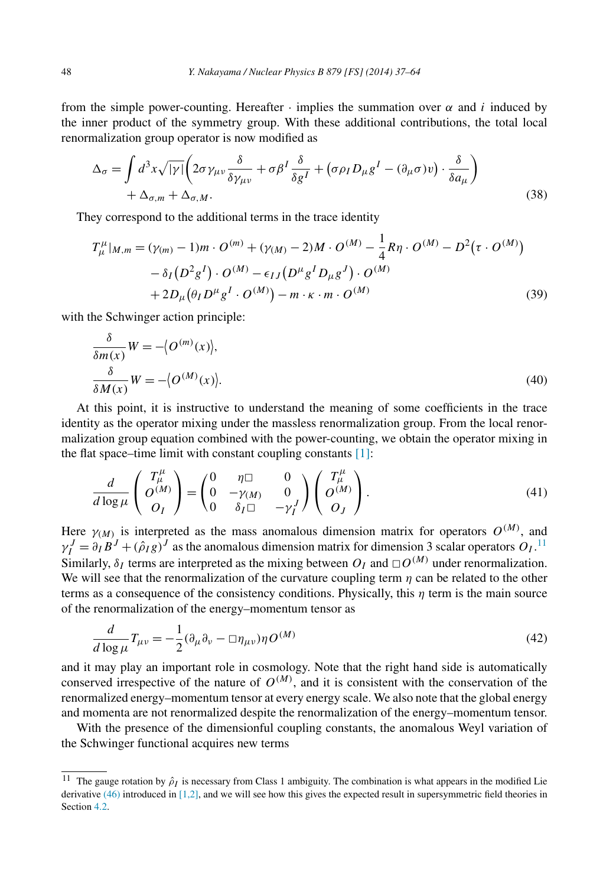from the simple power-counting. Hereafter $\cdot$ implies the summation over $\alpha$ and $i$ induced by the inner product of the symmetry group. With these additional contributions, the total local renormalization group operator is now modified as

$$
\begin{aligned}
\Delta_\sigma = \int d^3x\sqrt{|\gamma|}\Big(2\sigma\gamma_{\mu\nu}\frac{\delta}{\delta\gamma_{\mu\nu}} + \sigma\beta^I\frac{\delta}{\delta g^I} + \big(\sigma\rho_I D_\mu g^I - (\partial_\mu\sigma)v\big)\cdot\frac{\delta}{\delta a_\mu}\Big) \\
+ \Delta_{\sigma,m} + \Delta_{\sigma,M}.
\end{aligned}
\tag{38}
$$

They correspond to the additional terms in the trace identity

$$
\begin{aligned}
T^\mu_\mu|_{M,m} &= (\gamma_{(m)} - 1)m\cdot O^{(m)} + (\gamma_{(M)} - 2)M\cdot O^{(M)} - \frac{1}{4}R\eta\cdot O^{(M)} - D^2\big(\tau\cdot O^{(M)}\big) \\
&\quad - \delta_I\big(D^2 g^I\big)\cdot O^{(M)} - \epsilon_{IJ}\big(D^\mu g^I D_\mu g^J\big)\cdot O^{(M)} \\
&\quad + 2D_\mu\big(\theta_I D^\mu g^I\cdot O^{(M)}\big) - m\cdot\kappa\cdot m\cdot O^{(M)}
\end{aligned}
\tag{39}
$$

with the Schwinger action principle:

$$
\begin{aligned}
&\frac{\delta}{\delta m(x)}W = -\big\langle O^{(m)}(x)\big\rangle, \\
&\frac{\delta}{\delta M(x)}W = -\big\langle O^{(M)}(x)\big\rangle.
\end{aligned}
\tag{40}
$$

At this point, it is instructive to understand the meaning of some coefficients in the trace identity as the operator mixing under the massless renormalization group. From the local renormalization group equation combined with the power-counting, we obtain the operator mixing in the flat space–time limit with constant coupling constants [1]:

$$
\frac{d}{d\log\mu}\begin{pmatrix} T^\mu_\mu \\ O^{(M)} \\ O_I \end{pmatrix} = \begin{pmatrix} 0 & \eta\Box & 0 \\ 0 & -\gamma_{(M)} & 0 \\ 0 & \delta_I\Box & -\gamma_I^J \end{pmatrix}\begin{pmatrix} T^\mu_\mu \\ O^{(M)} \\ O_J \end{pmatrix}.
\tag{41}
$$

Here $\gamma_{(M)}$ is interpreted as the mass anomalous dimension matrix for operators $O^{(M)}$, and $\gamma_I^J = \partial_I B^J + (\hat{\rho}_I g)^J$ as the anomalous dimension matrix for dimension 3 scalar operators $O_I$.[11] Similarly, $\delta_I$ terms are interpreted as the mixing between $O_I$ and $\Box O^{(M)}$ under renormalization. We will see that the renormalization of the curvature coupling term $\eta$ can be related to the other terms as a consequence of the consistency conditions. Physically, this $\eta$ term is the main source of the renormalization of the energy–momentum tensor as

$$
\frac{d}{d\log\mu}T_{\mu\nu} = -\frac{1}{2}(\partial_\mu\partial_\nu - \Box\eta_{\mu\nu})\eta O^{(M)}
\tag{42}
$$

and it may play an important role in cosmology. Note that the right hand side is automatically conserved irrespective of the nature of $O^{(M)}$, and it is consistent with the conservation of the renormalized energy–momentum tensor at every energy scale. We also note that the global energy and momenta are not renormalized despite the renormalization of the energy–momentum tensor.

With the presence of the dimensionful coupling constants, the anomalous Weyl variation of the Schwinger functional acquires new terms

[11] The gauge rotation by $\hat{\rho}_I$ is necessary from Class 1 ambiguity. The combination is what appears in the modified Lie derivative (46) introduced in [1,2], and we will see how this gives the expected result in supersymmetric field theories in Section 4.2.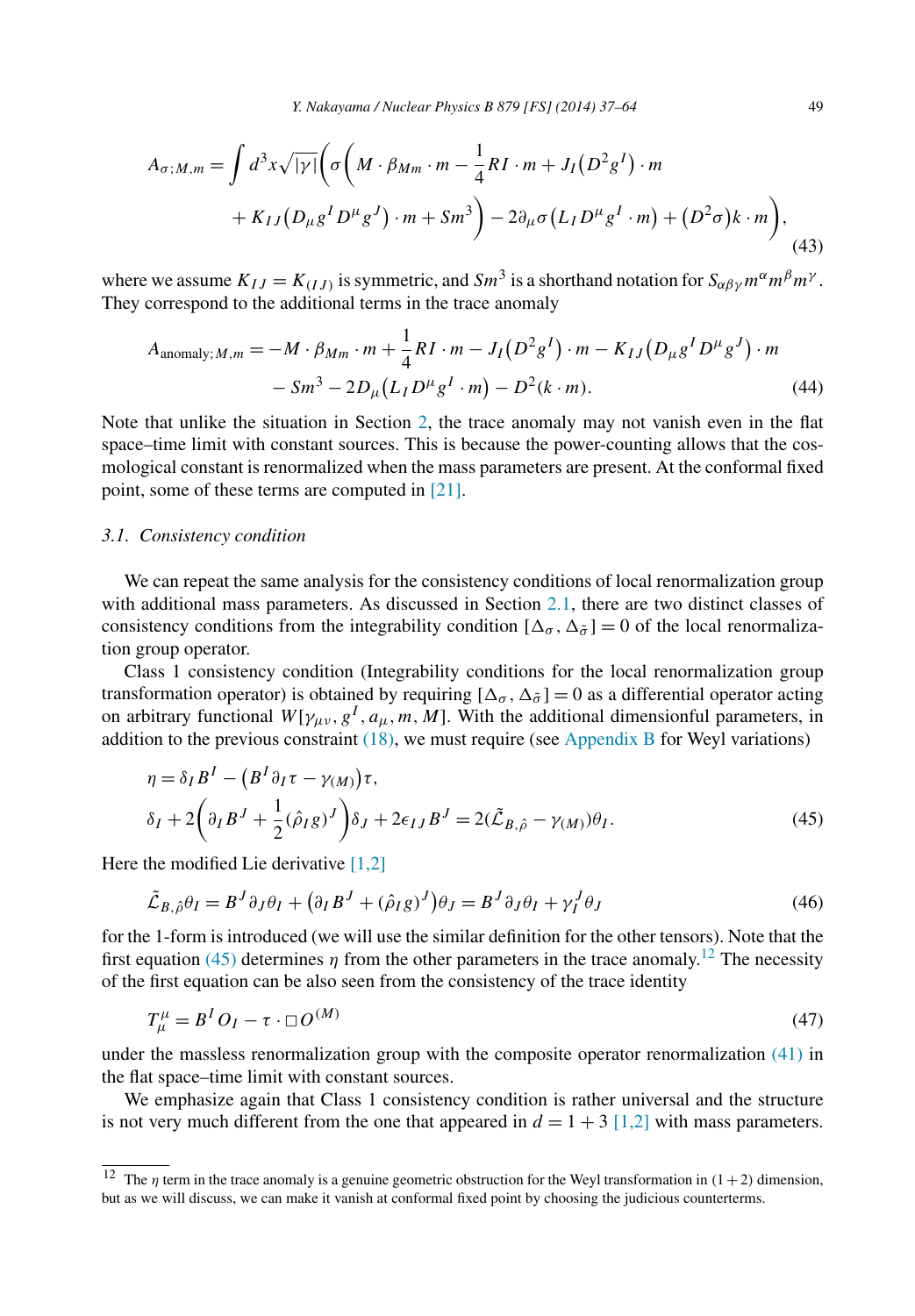$$
\begin{aligned}
A_{\sigma;M,m} = \int d^3x\sqrt{|\gamma|}\bigg(\sigma\bigg(M\cdot\beta_{Mm}\cdot m - \frac{1}{4}RI\cdot m + J_I\big(D^2g^I\big)\cdot m \\
+ K_{IJ}\big(D_\mu g^I D^\mu g^J\big)\cdot m + Sm^3\bigg) - 2\partial_\mu\sigma\big(L_I D^\mu g^I\cdot m\big) + \big(D^2\sigma\big)k\cdot m\bigg),
\end{aligned}
\tag{43}
$$

where we assume $K_{IJ} = K_{(IJ)}$ is symmetric, and $Sm^3$ is a shorthand notation for $S_{\alpha\beta\gamma}m^\alpha m^\beta m^\gamma$. They correspond to the additional terms in the trace anomaly

$$
\begin{aligned}
A_{\text{anomaly};M,m} = -M\cdot\beta_{Mm}\cdot m + \frac{1}{4}RI\cdot m - J_I\big(D^2g^I\big)\cdot m - K_{IJ}\big(D_\mu g^I D^\mu g^J\big)\cdot m \\
- Sm^3 - 2D_\mu\big(L_I D^\mu g^I\cdot m\big) - D^2(k\cdot m).
\end{aligned}
\tag{44}
$$

Note that unlike the situation in Section 2, the trace anomaly may not vanish even in the flat space–time limit with constant sources. This is because the power-counting allows that the cosmological constant is renormalized when the mass parameters are present. At the conformal fixed point, some of these terms are computed in [21].

### 3.1. Consistency condition

We can repeat the same analysis for the consistency conditions of local renormalization group with additional mass parameters. As discussed in Section 2.1, there are two distinct classes of consistency conditions from the integrability condition $[\Delta_\sigma, \Delta_{\tilde{\sigma}}] = 0$ of the local renormalization group operator.

Class 1 consistency condition (Integrability conditions for the local renormalization group transformation operator) is obtained by requiring $[\Delta_\sigma, \Delta_{\tilde{\sigma}}] = 0$ as a differential operator acting on arbitrary functional $W[\gamma_{\mu\nu}, g^I, a_\mu, m, M]$. With the additional dimensionful parameters, in addition to the previous constraint (18), we must require (see Appendix B for Weyl variations)

$$
\begin{aligned}
&\eta = \delta_I B^I - \big(B^I\partial_I\tau - \gamma_{(M)}\big)\tau, \\
&\delta_I + 2\bigg(\partial_I B^J + \frac{1}{2}(\hat{\rho}_I g)^J\bigg)\delta_J + 2\epsilon_{IJ}B^J = 2(\tilde{\mathcal{L}}_{B,\hat{\rho}} - \gamma_{(M)})\theta_I.
\end{aligned}
\tag{45}
$$

Here the modified Lie derivative [1,2]

$$
\tilde{\mathcal{L}}_{B,\hat{\rho}}\theta_I = B^J\partial_J\theta_I + \big(\partial_I B^J + (\hat{\rho}_I g)^J\big)\theta_J = B^J\partial_J\theta_I + \gamma_I^J\theta_J
\tag{46}
$$

for the 1-form is introduced (we will use the similar definition for the other tensors). Note that the first equation (45) determines $\eta$ from the other parameters in the trace anomaly.[12] The necessity of the first equation can be also seen from the consistency of the trace identity

$$
T^\mu_\mu = B^I O_I - \tau\cdot\Box O^{(M)}
\tag{47}
$$

under the massless renormalization group with the composite operator renormalization (41) in the flat space–time limit with constant sources.

We emphasize again that Class 1 consistency condition is rather universal and the structure is not very much different from the one that appeared in $d = 1 + 3$ [1,2] with mass parameters.

[12] The $\eta$ term in the trace anomaly is a genuine geometric obstruction for the Weyl transformation in $(1+2)$ dimension, but as we will discuss, we can make it vanish at conformal fixed point by choosing the judicious counterterms.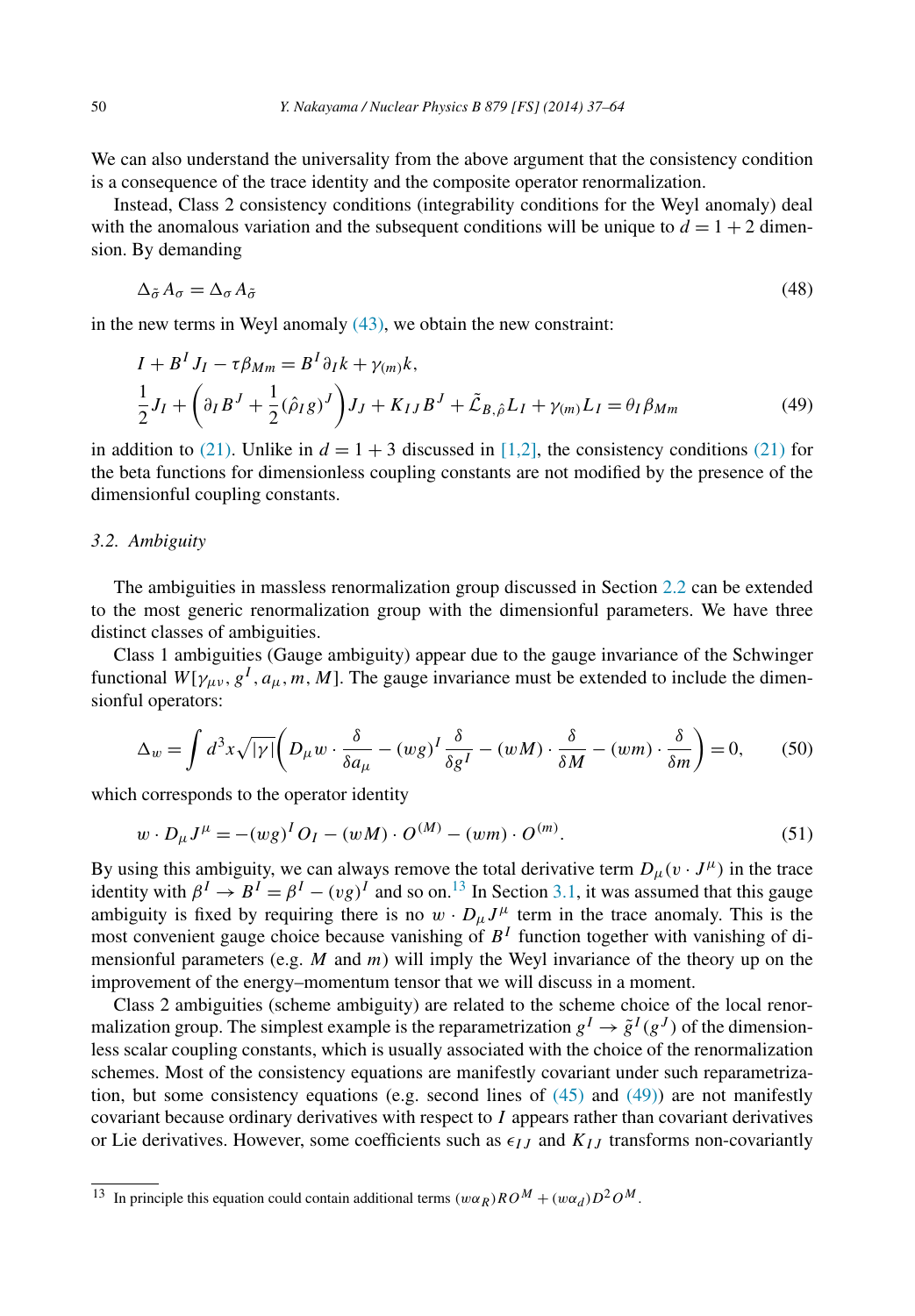We can also understand the universality from the above argument that the consistency condition is a consequence of the trace identity and the composite operator renormalization.

Instead, Class 2 consistency conditions (integrability conditions for the Weyl anomaly) deal with the anomalous variation and the subsequent conditions will be unique to $d = 1 + 2$ dimension. By demanding

$$\Delta_{\tilde{\sigma}} A_\sigma = \Delta_\sigma A_{\tilde{\sigma}} \tag{48}$$

in the new terms in Weyl anomaly (43), we obtain the new constraint:

$$\begin{aligned} &I + B^I J_I - \tau \beta_{Mm} = B^I \partial_I k + \gamma_{(m)} k, \\ &\frac{1}{2} J_I + \left( \partial_I B^J + \frac{1}{2} (\hat{\rho}_I g)^J \right) J_J + K_{IJ} B^J + \tilde{\mathcal{L}}_{B,\hat{\rho}} L_I + \gamma_{(m)} L_I = \theta_I \beta_{Mm} \end{aligned} \tag{49}$$

in addition to (21). Unlike in $d = 1 + 3$ discussed in [1,2], the consistency conditions (21) for the beta functions for dimensionless coupling constants are not modified by the presence of the dimensionful coupling constants.

### 3.2. Ambiguity

The ambiguities in massless renormalization group discussed in Section 2.2 can be extended to the most generic renormalization group with the dimensionful parameters. We have three distinct classes of ambiguities.

Class 1 ambiguities (Gauge ambiguity) appear due to the gauge invariance of the Schwinger functional $W[\gamma_{\mu\nu}, g^I, a_\mu, m, M]$. The gauge invariance must be extended to include the dimensionful operators:

$$\Delta_w = \int d^3x \sqrt{|\gamma|} \left( D_\mu w \cdot \frac{\delta}{\delta a_\mu} - (wg)^I \frac{\delta}{\delta g^I} - (wM) \cdot \frac{\delta}{\delta M} - (wm) \cdot \frac{\delta}{\delta m} \right) = 0, \tag{50}$$

which corresponds to the operator identity

$$w \cdot D_\mu J^\mu = -(wg)^I O_I - (wM) \cdot O^{(M)} - (wm) \cdot O^{(m)}. \tag{51}$$

By using this ambiguity, we can always remove the total derivative term $D_\mu (v \cdot J^\mu)$ in the trace identity with $\beta^I \to B^I = \beta^I - (vg)^I$ and so on.[13] In Section 3.1, it was assumed that this gauge ambiguity is fixed by requiring there is no $w \cdot D_\mu J^\mu$ term in the trace anomaly. This is the most convenient gauge choice because vanishing of $B^I$ function together with vanishing of dimensional parameters (e.g. $M$ and $m$) will imply the Weyl invariance of the theory up on the improvement of the energy–momentum tensor that we will discuss in a moment.

Class 2 ambiguities (scheme ambiguity) are related to the scheme choice of the local renormalization group. The simplest example is the reparametrization $g^I \to \tilde{g}^I(g^J)$ of the dimensionless scalar coupling constants, which is usually associated with the choice of the renormalization schemes. Most of the consistency equations are manifestly covariant under such reparametrization, but some consistency equations (e.g. second lines of (45) and (49)) are not manifestly covariant because ordinary derivatives with respect to $I$ appears rather than covariant derivatives or Lie derivatives. However, some coefficients such as $\epsilon_{IJ}$ and $K_{IJ}$ transforms non-covariantly

[13] In principle this equation could contain additional terms $(w\alpha_R) R O^M + (w\alpha_d) D^2 O^M$.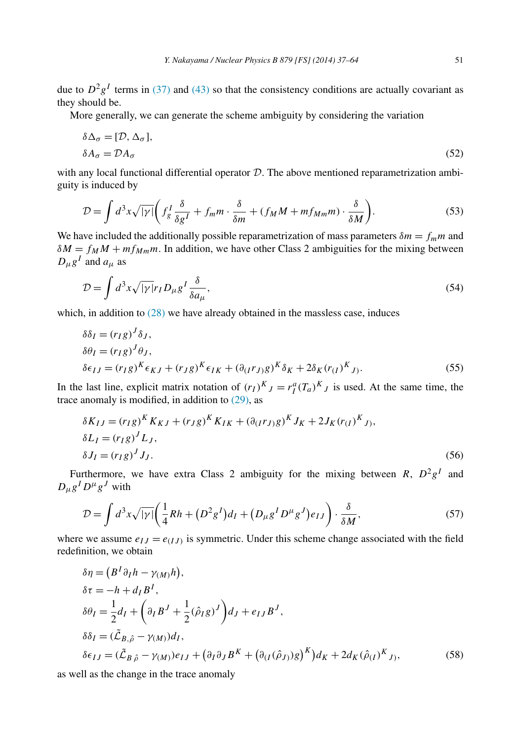due to $D^2 g^I$ terms in (37) and (43) so that the consistency conditions are actually covariant as they should be.

More generally, we can generate the scheme ambiguity by considering the variation

$$
\begin{aligned}
\delta \Delta_\sigma &= [\mathcal{D}, \Delta_\sigma], \\
\delta A_\sigma &= \mathcal{D} A_\sigma
\end{aligned}
\tag{52}
$$

with any local functional differential operator $\mathcal{D}$. The above mentioned reparametrization ambiguity is induced by

$$
\mathcal{D} = \int d^3x \sqrt{|\gamma|} \left( f_g^I \frac{\delta}{\delta g^I} + f_m m \cdot \frac{\delta}{\delta m} + (f_M M + m f_{Mm} m) \cdot \frac{\delta}{\delta M} \right).
\tag{53}
$$

We have included the additionally possible reparametrization of mass parameters $\delta m = f_m m$ and $\delta M = f_M M + m f_{Mm} m$. In addition, we have other Class 2 ambiguities for the mixing between $D_\mu g^I$ and $a_\mu$ as

$$
\mathcal{D} = \int d^3x \sqrt{|\gamma|} r_I D_\mu g^I \frac{\delta}{\delta a_\mu},
\tag{54}
$$

which, in addition to (28) we have already obtained in the massless case, induces

$$
\begin{aligned}
\delta \delta_I &= (r_I g)^J \delta_J, \\
\delta \theta_I &= (r_I g)^J \theta_J, \\
\delta \epsilon_{IJ} &= (r_I g)^K \epsilon_{KJ} + (r_J g)^K \epsilon_{IK} + (\partial_{(I} r_{J)} g)^K \delta_K + 2\delta_K (r_{(I})^K{}_{J)}.
\end{aligned}
\tag{55}
$$

In the last line, explicit matrix notation of $(r_I)^K{}_J = r_I^a (T_a)^K{}_J$ is used. At the same time, the trace anomaly is modified, in addition to (29), as

$$
\begin{aligned}
\delta K_{IJ} &= (r_I g)^K K_{KJ} + (r_J g)^K K_{IK} + (\partial_{(I} r_{J)} g)^K J_K + 2J_K (r_{(I})^K{}_{J)}, \\
\delta L_I &= (r_I g)^J L_J, \\
\delta J_I &= (r_I g)^J J_J.
\end{aligned}
\tag{56}
$$

Furthermore, we have extra Class 2 ambiguity for the mixing between $R$, $D^2 g^I$ and $D_\mu g^I D^\mu g^J$ with

$$
\mathcal{D} = \int d^3x \sqrt{|\gamma|} \left( \frac{1}{4} R h + (D^2 g^I) d_I + (D_\mu g^I D^\mu g^J) e_{IJ} \right) \cdot \frac{\delta}{\delta M},
\tag{57}
$$

where we assume $e_{IJ} = e_{(IJ)}$ is symmetric. Under this scheme change associated with the field redefinition, we obtain

$$
\begin{aligned}
\delta \eta &= (B^I \partial_I h - \gamma_{(M)} h), \\
\delta \tau &= -h + d_I B^I, \\
\delta \theta_I &= \frac{1}{2} d_I + \left( \partial_I B^J + \frac{1}{2} (\hat{\rho}_I g)^J \right) d_J + e_{IJ} B^J, \\
\delta \delta_I &= (\tilde{\mathcal{L}}_{B,\hat{\rho}} - \gamma_{(M)}) d_I, \\
\delta \epsilon_{IJ} &= (\tilde{\mathcal{L}}_{B\,\hat{\rho}} - \gamma_{(M)}) e_{IJ} + \left( \partial_I \partial_J B^K + \left( \partial_{(I} (\hat{\rho}_{J)}) g \right)^K \right) d_K + 2 d_K (\hat{\rho}_{(I})^K{}_{J)},
\end{aligned}
\tag{58}
$$

as well as the change in the trace anomaly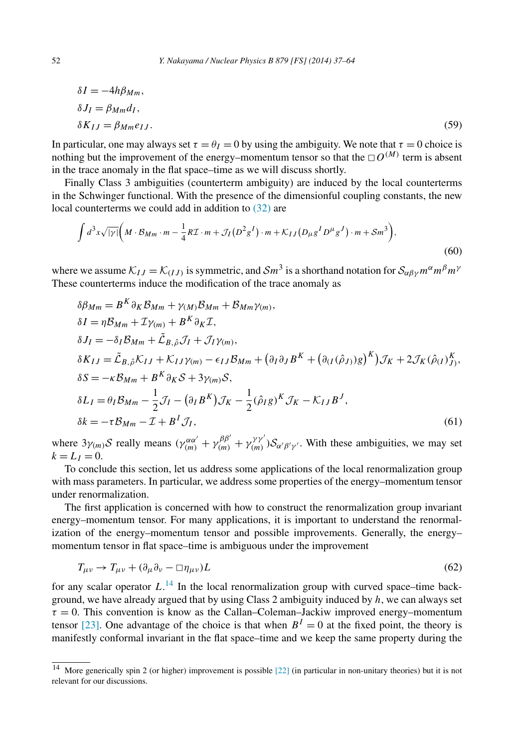$$
\begin{aligned}
&\delta I = -4h\beta_{Mm}, \\
&\delta J_I = \beta_{Mm} d_I, \\
&\delta K_{IJ} = \beta_{Mm} e_{IJ}.
\end{aligned}
\tag{59}
$$

In particular, one may always set $\tau = \theta_I = 0$ by using the ambiguity. We note that $\tau = 0$ choice is nothing but the improvement of the energy–momentum tensor so that the $\Box O^{(M)}$ term is absent in the trace anomaly in the flat space–time as we will discuss shortly.

Finally Class 3 ambiguities (counterterm ambiguity) are induced by the local counterterms in the Schwinger functional. With the presence of the dimensionful coupling constants, the new local counterterms we could add in addition to (32) are

$$
\int d^3x \sqrt{|\gamma|}\left( M \cdot \mathcal{B}_{Mm} \cdot m - \frac{1}{4} R\mathcal{I} \cdot m + \mathcal{J}_I \left(D^2 g^I\right) \cdot m + \mathcal{K}_{IJ}\left(D_\mu g^I D^\mu g^J\right) \cdot m + \mathcal{S} m^3 \right),
\tag{60}
$$

where we assume $\mathcal{K}_{IJ} = \mathcal{K}_{(IJ)}$ is symmetric, and $\mathcal{S}m^3$ is a shorthand notation for $\mathcal{S}_{\alpha\beta\gamma} m^\alpha m^\beta m^\gamma$ These counterterms induce the modification of the trace anomaly as

$$
\begin{aligned}
&\delta\beta_{Mm} = B^K \partial_K \mathcal{B}_{Mm} + \gamma_{(M)} \mathcal{B}_{Mm} + \mathcal{B}_{Mm}\gamma_{(m)}, \\
&\delta I = \eta \mathcal{B}_{Mm} + \mathcal{I}\gamma_{(m)} + B^K \partial_K \mathcal{I}, \\
&\delta J_I = -\delta_I \mathcal{B}_{Mm} + \tilde{\mathcal{L}}_{B,\hat{\rho}} \mathcal{J}_I + \mathcal{J}_I \gamma_{(m)}, \\
&\delta K_{IJ} = \tilde{\mathcal{L}}_{B,\hat{\rho}} \mathcal{K}_{IJ} + \mathcal{K}_{IJ}\gamma_{(m)} - \epsilon_{IJ}\mathcal{B}_{Mm} + \left(\partial_I \partial_J B^K + \left(\partial_{(I}(\hat{\rho}_{J)}) g\right)^K\right)\mathcal{J}_K + 2\mathcal{J}_K (\hat{\rho}_{(I})^K_{J)}, \\
&\delta S = -\kappa \mathcal{B}_{Mm} + B^K \partial_K \mathcal{S} + 3\gamma_{(m)} \mathcal{S}, \\
&\delta L_I = \theta_I \mathcal{B}_{Mm} - \frac{1}{2}\mathcal{J}_I - \left(\partial_I B^K\right)\mathcal{J}_K - \frac{1}{2}(\hat{\rho}_I g)^K \mathcal{J}_K - \mathcal{K}_{IJ} B^J, \\
&\delta k = -\tau \mathcal{B}_{Mm} - \mathcal{I} + B^I \mathcal{J}_I,
\end{aligned}
\tag{61}
$$

where $3\gamma_{(m)}\mathcal{S}$ really means $(\gamma^{\alpha\alpha'}_{(m)} + \gamma^{\beta\beta'}_{(m)} + \gamma^{\gamma\gamma'}_{(m)})\mathcal{S}_{\alpha'\beta'\gamma'}$. With these ambiguities, we may set $k = L_I = 0$.

To conclude this section, let us address some applications of the local renormalization group with mass parameters. In particular, we address some properties of the energy–momentum tensor under renormalization.

The first application is concerned with how to construct the renormalization group invariant energy–momentum tensor. For many applications, it is important to understand the renormalization of the energy–momentum tensor and possible improvements. Generally, the energy–momentum tensor in flat space–time is ambiguous under the improvement

$$
T_{\mu\nu} \to T_{\mu\nu} + (\partial_\mu \partial_\nu - \Box \eta_{\mu\nu})L
\tag{62}
$$

for any scalar operator $L$.[14] In the local renormalization group with curved space–time background, we have already argued that by using Class 2 ambiguity induced by $h$, we can always set $\tau = 0$. This convention is know as the Callan–Coleman–Jackiw improved energy–momentum tensor [23]. One advantage of the choice is that when $B^I = 0$ at the fixed point, the theory is manifestly conformal invariant in the flat space–time and we keep the same property during the

[14] More generically spin 2 (or higher) improvement is possible [22] (in particular in non-unitary theories) but it is not relevant for our discussions.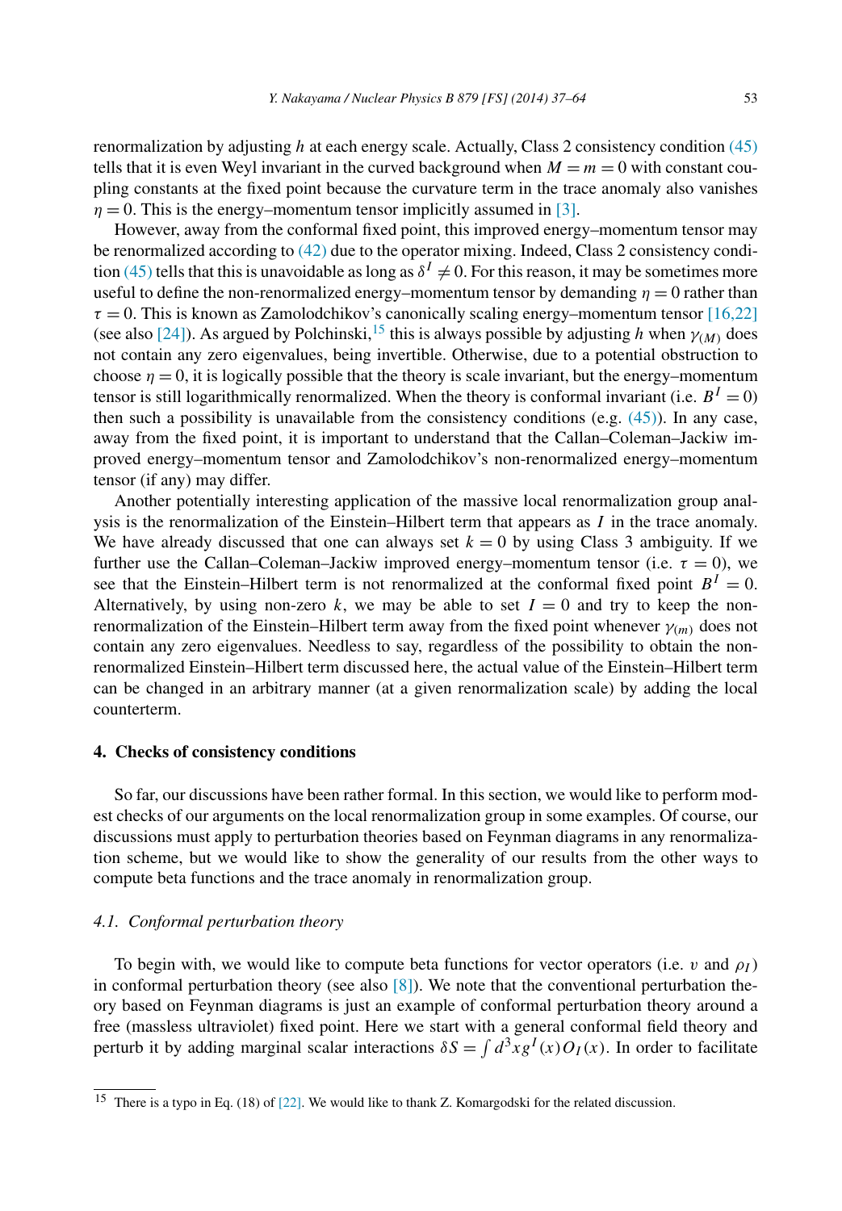renormalization by adjusting $h$ at each energy scale. Actually, Class 2 consistency condition (45) tells that it is even Weyl invariant in the curved background when $M = m = 0$ with constant coupling constants at the fixed point because the curvature term in the trace anomaly also vanishes $\eta = 0$. This is the energy–momentum tensor implicitly assumed in [3].

However, away from the conformal fixed point, this improved energy–momentum tensor may be renormalized according to (42) due to the operator mixing. Indeed, Class 2 consistency condition (45) tells that this is unavoidable as long as $\delta^I \neq 0$. For this reason, it may be sometimes more useful to define the non-renormalized energy–momentum tensor by demanding $\eta = 0$ rather than $\tau = 0$. This is known as Zamolodchikov's canonically scaling energy–momentum tensor [16,22] (see also [24]). As argued by Polchinski,[15] this is always possible by adjusting $h$ when $\gamma_{(M)}$ does not contain any zero eigenvalues, being invertible. Otherwise, due to a potential obstruction to choose $\eta = 0$, it is logically possible that the theory is scale invariant, but the energy–momentum tensor is still logarithmically renormalized. When the theory is conformal invariant (i.e. $B^I = 0$) then such a possibility is unavailable from the consistency conditions (e.g. (45)). In any case, away from the fixed point, it is important to understand that the Callan–Coleman–Jackiw improved energy–momentum tensor and Zamolodchikov's non-renormalized energy–momentum tensor (if any) may differ.

Another potentially interesting application of the massive local renormalization group analysis is the renormalization of the Einstein–Hilbert term that appears as $I$ in the trace anomaly. We have already discussed that one can always set $k = 0$ by using Class 3 ambiguity. If we further use the Callan–Coleman–Jackiw improved energy–momentum tensor (i.e. $\tau = 0$), we see that the Einstein–Hilbert term is not renormalized at the conformal fixed point $B^I = 0$. Alternatively, by using non-zero $k$, we may be able to set $I = 0$ and try to keep the non-renormalization of the Einstein–Hilbert term away from the fixed point whenever $\gamma_{(m)}$ does not contain any zero eigenvalues. Needless to say, regardless of the possibility to obtain the non-renormalized Einstein–Hilbert term discussed here, the actual value of the Einstein–Hilbert term can be changed in an arbitrary manner (at a given renormalization scale) by adding the local counterterm.

## 4. Checks of consistency conditions

So far, our discussions have been rather formal. In this section, we would like to perform modest checks of our arguments on the local renormalization group in some examples. Of course, our discussions must apply to perturbation theories based on Feynman diagrams in any renormalization scheme, but we would like to show the generality of our results from the other ways to compute beta functions and the trace anomaly in renormalization group.

### *4.1. Conformal perturbation theory*

To begin with, we would like to compute beta functions for vector operators (i.e. $v$ and $\rho_I$) in conformal perturbation theory (see also [8]). We note that the conventional perturbation theory based on Feynman diagrams is just an example of conformal perturbation theory around a free (massless ultraviolet) fixed point. Here we start with a general conformal field theory and perturb it by adding marginal scalar interactions $\delta S = \int d^3x g^I(x) O_I(x)$. In order to facilitate

[15] There is a typo in Eq. (18) of [22]. We would like to thank Z. Komargodski for the related discussion.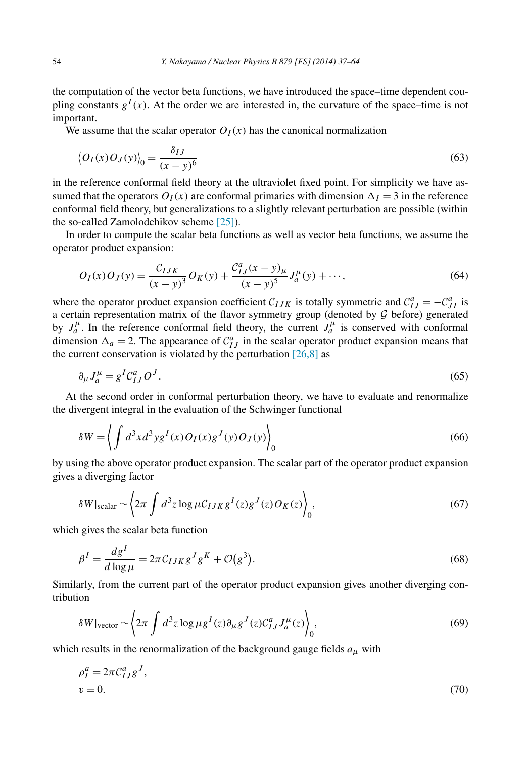the computation of the vector beta functions, we have introduced the space–time dependent coupling constants $g^I(x)$. At the order we are interested in, the curvature of the space–time is not important.

We assume that the scalar operator $O_I(x)$ has the canonical normalization

$$\langle O_I(x) O_J(y) \rangle_0 = \frac{\delta_{IJ}}{(x-y)^6} \tag{63}$$

in the reference conformal field theory at the ultraviolet fixed point. For simplicity we have assumed that the operators $O_I(x)$ are conformal primaries with dimension $\Delta_I = 3$ in the reference conformal field theory, but generalizations to a slightly relevant perturbation are possible (within the so-called Zamolodchikov scheme [25]).

In order to compute the scalar beta functions as well as vector beta functions, we assume the operator product expansion:

$$O_I(x) O_J(y) = \frac{\mathcal{C}_{IJK}}{(x-y)^3} O_K(y) + \frac{\mathcal{C}^a_{IJ}(x-y)_\mu}{(x-y)^5} J^\mu_a(y) + \cdots, \tag{64}$$

where the operator product expansion coefficient $\mathcal{C}_{IJK}$ is totally symmetric and $\mathcal{C}^a_{IJ} = -\mathcal{C}^a_{JI}$ is a certain representation matrix of the flavor symmetry group (denoted by $\mathcal{G}$ before) generated by $J^\mu_a$. In the reference conformal field theory, the current $J^\mu_a$ is conserved with conformal dimension $\Delta_a = 2$. The appearance of $\mathcal{C}^a_{IJ}$ in the scalar operator product expansion means that the current conservation is violated by the perturbation [26,8] as

$$\partial_\mu J^\mu_a = g^I \mathcal{C}^a_{IJ} O^J. \tag{65}$$

At the second order in conformal perturbation theory, we have to evaluate and renormalize the divergent integral in the evaluation of the Schwinger functional

$$\delta W = \left\langle \int d^3x d^3y g^I(x) O_I(x) g^J(y) O_J(y) \right\rangle_0 \tag{66}$$

by using the above operator product expansion. The scalar part of the operator product expansion gives a diverging factor

$$\delta W|_{\text{scalar}} \sim \left\langle 2\pi \int d^3z \log \mu \mathcal{C}_{IJK} g^I(z) g^J(z) O_K(z) \right\rangle_0, \tag{67}$$

which gives the scalar beta function

$$\beta^I = \frac{dg^I}{d\log\mu} = 2\pi \mathcal{C}_{IJK} g^J g^K + \mathcal{O}(g^3). \tag{68}$$

Similarly, from the current part of the operator product expansion gives another diverging contribution

$$\delta W|_{\text{vector}} \sim \left\langle 2\pi \int d^3z \log \mu g^I(z) \partial_\mu g^J(z) \mathcal{C}^a_{IJ} J^\mu_a(z) \right\rangle_0, \tag{69}$$

which results in the renormalization of the background gauge fields $a_\mu$ with

$$\begin{aligned} \rho^a_I &= 2\pi \mathcal{C}^a_{IJ} g^J, \\ v &= 0. \end{aligned} \tag{70}$$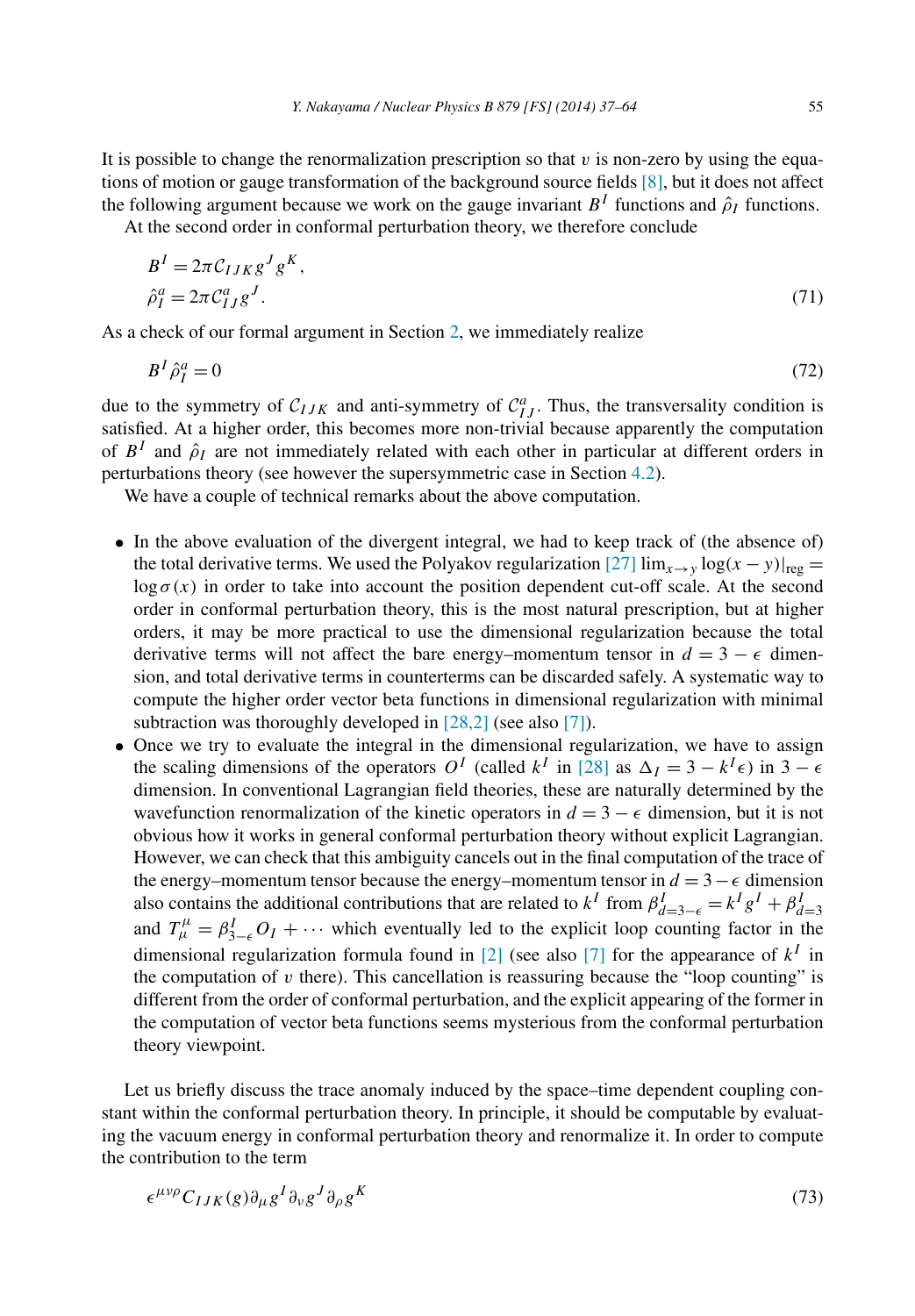It is possible to change the renormalization prescription so that $v$ is non-zero by using the equations of motion or gauge transformation of the background source fields [8], but it does not affect the following argument because we work on the gauge invariant $B^I$ functions and $\hat{\rho}_I$ functions.

At the second order in conformal perturbation theory, we therefore conclude

$$
\begin{aligned}
B^I &= 2\pi \mathcal{C}_{IJK} g^J g^K, \\
\hat{\rho}_I^a &= 2\pi \mathcal{C}_{IJ}^a g^J.
\end{aligned}
\tag{71}
$$

As a check of our formal argument in Section 2, we immediately realize

$$
B^I \hat{\rho}_I^a = 0 \tag{72}
$$

due to the symmetry of $\mathcal{C}_{IJK}$ and anti-symmetry of $\mathcal{C}_{IJ}^a$. Thus, the transversality condition is satisfied. At a higher order, this becomes more non-trivial because apparently the computation of $B^I$ and $\hat{\rho}_I$ are not immediately related with each other in particular at different orders in perturbations theory (see however the supersymmetric case in Section 4.2).

We have a couple of technical remarks about the above computation.

- In the above evaluation of the divergent integral, we had to keep track of (the absence of) the total derivative terms. We used the Polyakov regularization [27] $\lim_{x\to y} \log(x-y)|_{\text{reg}} = \log \sigma(x)$ in order to take into account the position dependent cut-off scale. At the second order in conformal perturbation theory, this is the most natural prescription, but at higher orders, it may be more practical to use the dimensional regularization because the total derivative terms will not affect the bare energy–momentum tensor in $d = 3 - \epsilon$ dimension, and total derivative terms in counterterms can be discarded safely. A systematic way to compute the higher order vector beta functions in dimensional regularization with minimal subtraction was thoroughly developed in [28,2] (see also [7]).
- Once we try to evaluate the integral in the dimensional regularization, we have to assign the scaling dimensions of the operators $O^I$ (called $k^I$ in [28]) as $\Delta_I = 3 - k^I \epsilon$) in $3 - \epsilon$ dimension. In conventional Lagrangian field theories, these are naturally determined by the wavefunction renormalization of the kinetic operators in $d = 3 - \epsilon$ dimension, but it is not obvious how it works in general conformal perturbation theory without explicit Lagrangian. However, we can check that this ambiguity cancels out in the final computation of the trace of the energy–momentum tensor because the energy–momentum tensor in $d = 3 - \epsilon$ dimension also contains the additional contributions that are related to $k^I$ from $\beta^I_{d=3-\epsilon} = k^I g^I + \beta^I_{d=3}$ and $T^\mu_\mu = \beta^I_{3-\epsilon} O_I + \cdots$ which eventually led to the explicit loop counting factor in the dimensional regularization formula found in [2] (see also [7] for the appearance of $k^I$ in the computation of $v$ there). This cancellation is reassuring because the "loop counting" is different from the order of conformal perturbation, and the explicit appearing of the former in the computation of vector beta functions seems mysterious from the conformal perturbation theory viewpoint.

Let us briefly discuss the trace anomaly induced by the space–time dependent coupling constant within the conformal perturbation theory. In principle, it should be computable by evaluating the vacuum energy in conformal perturbation theory and renormalize it. In order to compute the contribution to the term

$$
\epsilon^{\mu\nu\rho} C_{IJK}(g) \partial_\mu g^I \partial_\nu g^J \partial_\rho g^K \tag{73}
$$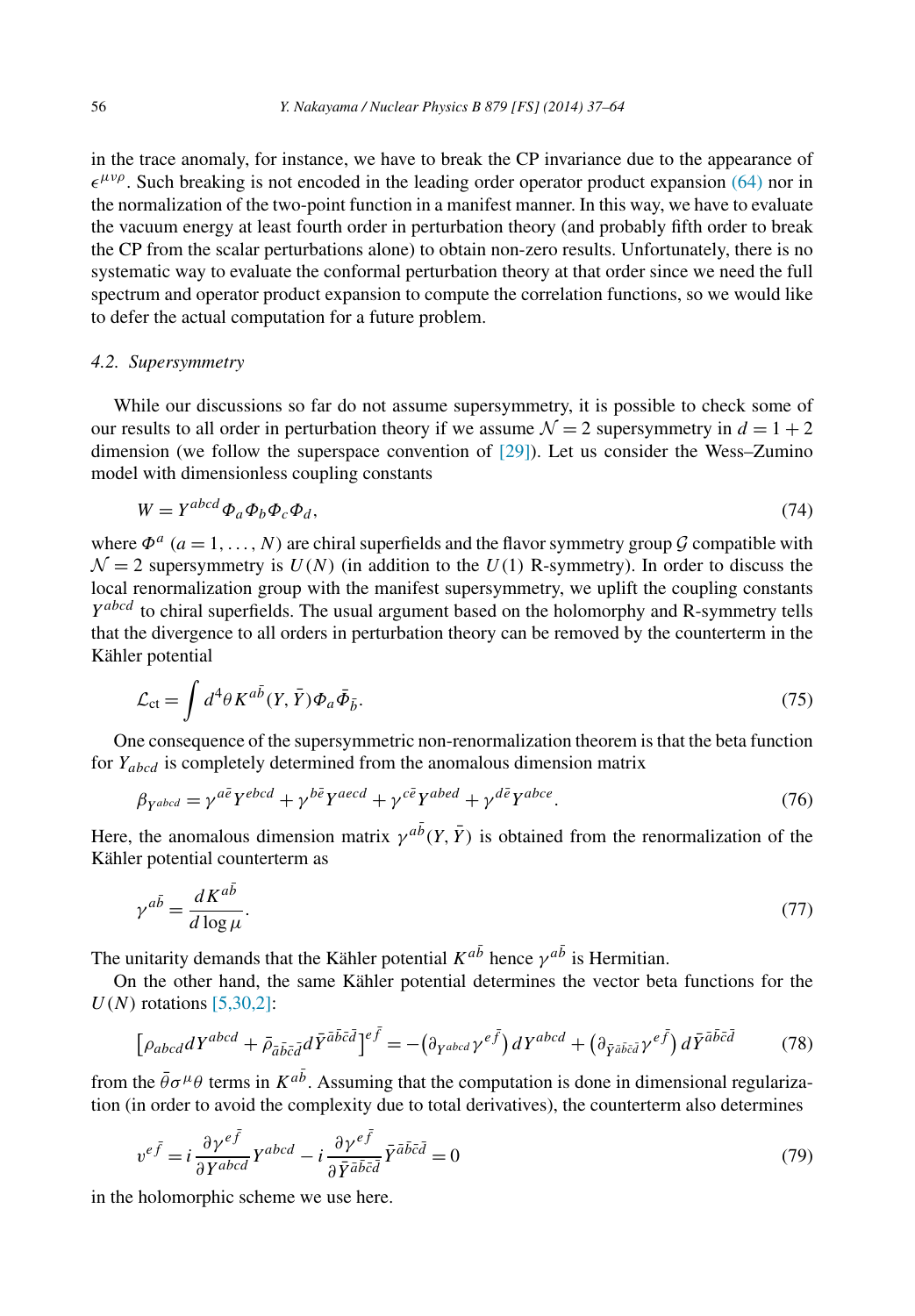in the trace anomaly, for instance, we have to break the CP invariance due to the appearance of $\epsilon^{\mu\nu\rho}$. Such breaking is not encoded in the leading order operator product expansion (64) nor in the normalization of the two-point function in a manifest manner. In this way, we have to evaluate the vacuum energy at least fourth order in perturbation theory (and probably fifth order to break the CP from the scalar perturbations alone) to obtain non-zero results. Unfortunately, there is no systematic way to evaluate the conformal perturbation theory at that order since we need the full spectrum and operator product expansion to compute the correlation functions, so we would like to defer the actual computation for a future problem.

### 4.2. Supersymmetry

While our discussions so far do not assume supersymmetry, it is possible to check some of our results to all order in perturbation theory if we assume $\mathcal{N}=2$ supersymmetry in $d=1+2$ dimension (we follow the superspace convention of [29]). Let us consider the Wess–Zumino model with dimensionless coupling constants

$$W = Y^{abcd}\Phi_a\Phi_b\Phi_c\Phi_d, \tag{74}$$

where $\Phi^a$ $(a=1,\dots,N)$ are chiral superfields and the flavor symmetry group $\mathcal{G}$ compatible with $\mathcal{N}=2$ supersymmetry is $U(N)$ (in addition to the $U(1)$ R-symmetry). In order to discuss the local renormalization group with the manifest supersymmetry, we uplift the coupling constants $Y^{abcd}$ to chiral superfields. The usual argument based on the holomorphy and R-symmetry tells that the divergence to all orders in perturbation theory can be removed by the counterterm in the Kähler potential

$$\mathcal{L}_{\text{ct}} = \int d^4\theta\, K^{a\bar{b}}(Y,\bar{Y})\Phi_a\bar{\Phi}_{\bar{b}}. \tag{75}$$

One consequence of the supersymmetric non-renormalization theorem is that the beta function for $Y_{abcd}$ is completely determined from the anomalous dimension matrix

$$\beta_{Y^{abcd}} = \gamma^{a\bar{e}}Y^{ebcd} + \gamma^{b\bar{e}}Y^{aecd} + \gamma^{c\bar{e}}Y^{abed} + \gamma^{d\bar{e}}Y^{abce}. \tag{76}$$

Here, the anomalous dimension matrix $\gamma^{a\bar{b}}(Y,\bar{Y})$ is obtained from the renormalization of the Kähler potential counterterm as

$$\gamma^{a\bar{b}} = \frac{dK^{a\bar{b}}}{d\log\mu}. \tag{77}$$

The unitarity demands that the Kähler potential $K^{a\bar{b}}$ hence $\gamma^{a\bar{b}}$ is Hermitian.

On the other hand, the same Kähler potential determines the vector beta functions for the $U(N)$ rotations [5,30,2]:

$$\left[\rho_{abcd}dY^{abcd} + \bar{\rho}_{\bar{a}\bar{b}\bar{c}\bar{d}}d\bar{Y}^{\bar{a}\bar{b}\bar{c}\bar{d}}\right]^{e\bar{f}} = -\left(\partial_{Y^{abcd}}\gamma^{e\bar{f}}\right)dY^{abcd} + \left(\partial_{\bar{Y}^{\bar{a}\bar{b}\bar{c}\bar{d}}}\gamma^{e\bar{f}}\right)d\bar{Y}^{\bar{a}\bar{b}\bar{c}\bar{d}} \tag{78}$$

from the $\bar{\theta}\sigma^\mu\theta$ terms in $K^{a\bar{b}}$. Assuming that the computation is done in dimensional regularization (in order to avoid the complexity due to total derivatives), the counterterm also determines

$$v^{e\bar{f}} = i\frac{\partial\gamma^{e\bar{f}}}{\partial Y^{abcd}}Y^{abcd} - i\frac{\partial\gamma^{e\bar{f}}}{\partial\bar{Y}^{\bar{a}\bar{b}\bar{c}\bar{d}}}\bar{Y}^{\bar{a}\bar{b}\bar{c}\bar{d}} = 0 \tag{79}$$

in the holomorphic scheme we use here.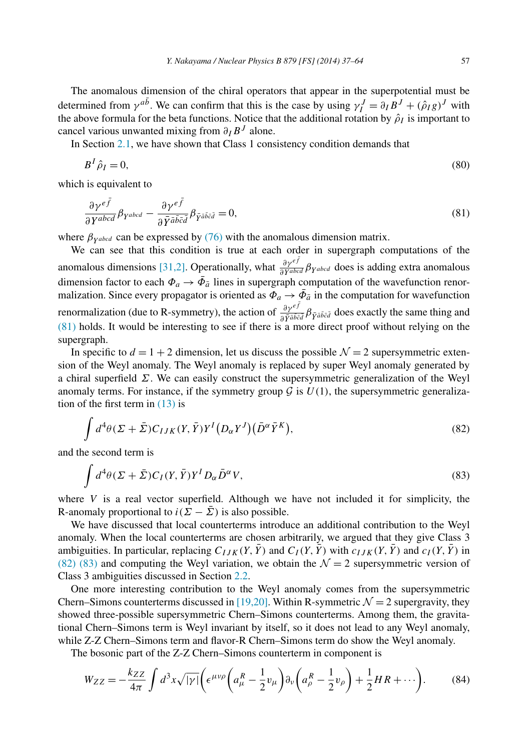The anomalous dimension of the chiral operators that appear in the superpotential must be determined from $\gamma^{a\bar{b}}$. We can confirm that this is the case by using $\gamma_I^J = \partial_I B^J + (\hat{\rho}_I g)^J$ with the above formula for the beta functions. Notice that the additional rotation by $\hat{\rho}_I$ is important to cancel various unwanted mixing from $\partial_I B^J$ alone.

In Section 2.1, we have shown that Class 1 consistency condition demands that

$$B^I \hat{\rho}_I = 0, \tag{80}$$

which is equivalent to

$$\frac{\partial \gamma^{e\bar{f}}}{\partial Y^{abcd}} \beta_{Y^{abcd}} - \frac{\partial \gamma^{e\bar{f}}}{\partial \bar{Y}^{\bar{a}\bar{b}\bar{c}\bar{d}}} \beta_{\bar{Y}^{\bar{a}\bar{b}\bar{c}\bar{d}}} = 0, \tag{81}$$

where $\beta_{Y_{abcd}}$ can be expressed by (76) with the anomalous dimension matrix.

We can see that this condition is true at each order in supergraph computations of the anomalous dimensions [31,2]. Operationally, what $\frac{\partial \gamma^{e\bar{f}}}{\partial Y^{abcd}} \beta_{Y_{abcd}}$ does is adding extra anomalous dimension factor to each $\Phi_a \to \bar{\Phi}_{\bar{a}}$ lines in supergraph computation of the wavefunction renormalization. Since every propagator is oriented as $\Phi_a \to \bar{\Phi}_{\bar{a}}$ in the computation for wavefunction renormalization (due to R-symmetry), the action of $\frac{\partial \gamma^{e\bar{f}}}{\partial \bar{Y}^{\bar{a}\bar{b}\bar{c}\bar{d}}} \beta_{\bar{Y}^{\bar{a}\bar{b}\bar{c}\bar{d}}}$ does exactly the same thing and (81) holds. It would be interesting to see if there is a more direct proof without relying on the supergraph.

In specific to $d = 1 + 2$ dimension, let us discuss the possible $\mathcal{N} = 2$ supersymmetric extension of the Weyl anomaly. The Weyl anomaly is replaced by super Weyl anomaly generated by a chiral superfield $\Sigma$. We can easily construct the supersymmetric generalization of the Weyl anomaly terms. For instance, if the symmetry group $\mathcal{G}$ is $U(1)$, the supersymmetric generalization of the first term in (13) is

$$\int d^4\theta (\Sigma + \bar{\Sigma}) C_{IJK}(Y, \bar{Y}) Y^I \big(D_\alpha Y^J\big)\big(\bar{D}^\alpha \bar{Y}^K\big), \tag{82}$$

and the second term is

$$\int d^4\theta (\Sigma + \bar{\Sigma}) C_I(Y, \bar{Y}) Y^I D_\alpha \bar{D}^\alpha V, \tag{83}$$

where $V$ is a real vector superfield. Although we have not included it for simplicity, the R-anomaly proportional to $i(\Sigma - \bar{\Sigma})$ is also possible.

We have discussed that local counterterms introduce an additional contribution to the Weyl anomaly. When the local counterterms are chosen arbitrarily, we argued that they give Class 3 ambiguities. In particular, replacing $C_{IJK}(Y, \bar{Y})$ and $C_I(Y, \bar{Y})$ with $c_{IJK}(Y, \bar{Y})$ and $c_I(Y, \bar{Y})$ in (82) (83) and computing the Weyl variation, we obtain the $\mathcal{N} = 2$ supersymmetric version of Class 3 ambiguities discussed in Section 2.2.

One more interesting contribution to the Weyl anomaly comes from the supersymmetric Chern–Simons counterterms discussed in [19,20]. Within R-symmetric $\mathcal{N} = 2$ supergravity, they showed three-possible supersymmetric Chern–Simons counterterms. Among them, the gravitational Chern–Simons term is Weyl invariant by itself, so it does not lead to any Weyl anomaly, while Z-Z Chern–Simons term and flavor-R Chern–Simons term do show the Weyl anomaly.

The bosonic part of the Z-Z Chern–Simons counterterm in component is

$$W_{ZZ} = -\frac{k_{ZZ}}{4\pi} \int d^3x \sqrt{|\gamma|} \bigg( \epsilon^{\mu\nu\rho} \Big( a_\mu^R - \frac{1}{2} v_\mu \Big) \partial_\nu \Big( a_\rho^R - \frac{1}{2} v_\rho \Big) + \frac{1}{2} H R + \cdots \bigg). \tag{84}$$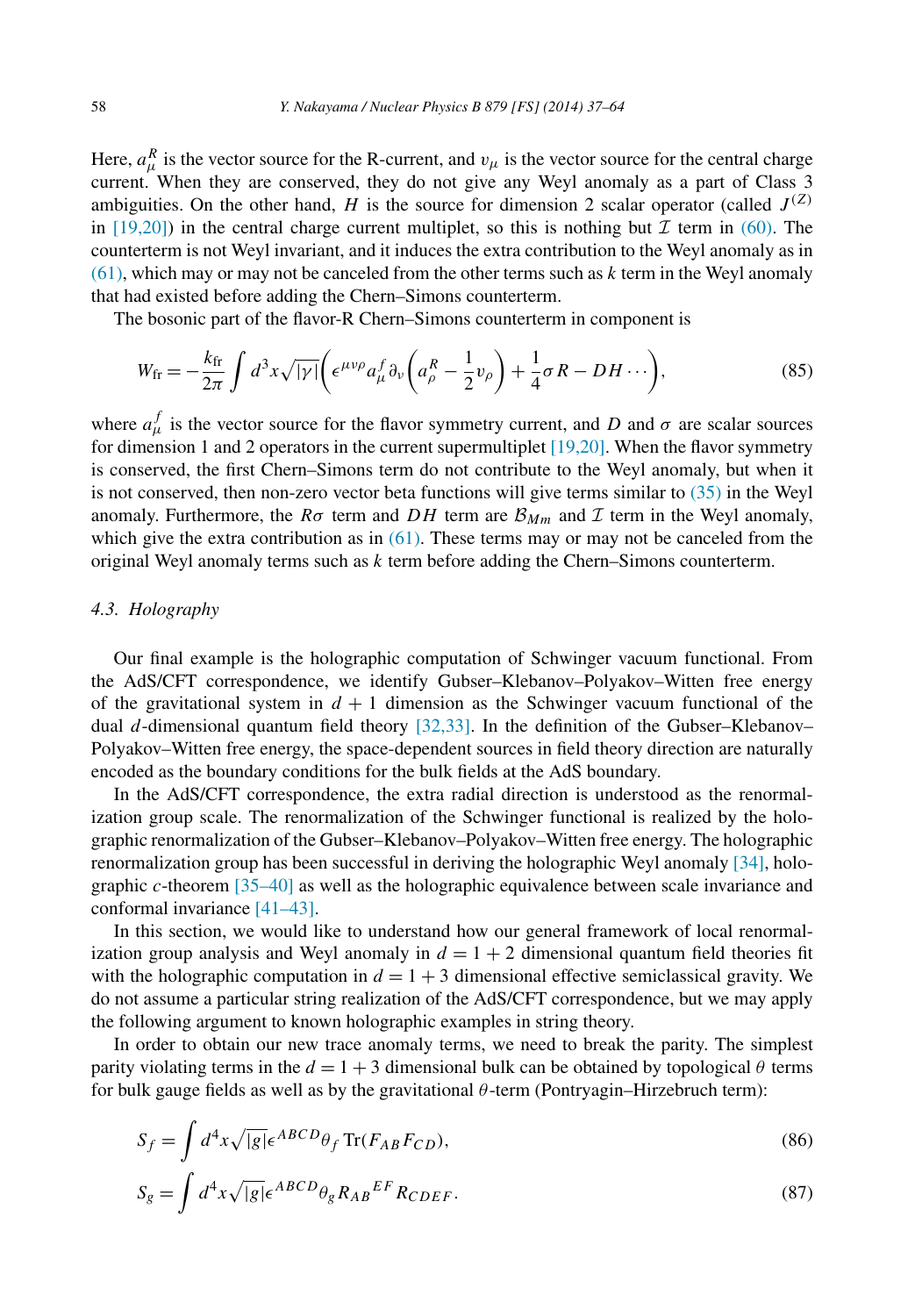Here, $a_\mu^R$ is the vector source for the R-current, and $v_\mu$ is the vector source for the central charge current. When they are conserved, they do not give any Weyl anomaly as a part of Class 3 ambiguities. On the other hand, $H$ is the source for dimension 2 scalar operator (called $J^{(Z)}$ in [19,20]) in the central charge current multiplet, so this is nothing but $\mathcal{I}$ term in (60). The counterterm is not Weyl invariant, and it induces the extra contribution to the Weyl anomaly as in (61), which may or may not be canceled from the other terms such as $k$ term in the Weyl anomaly that had existed before adding the Chern–Simons counterterm.

The bosonic part of the flavor-R Chern–Simons counterterm in component is

$$W_{\text{fr}} = -\frac{k_{\text{fr}}}{2\pi} \int d^3x \sqrt{|\gamma|} \left( \epsilon^{\mu\nu\rho} a_\mu^f \partial_\nu \left( a_\rho^R - \frac{1}{2} v_\rho \right) + \frac{1}{4} \sigma R - DH \cdots \right), \tag{85}$$

where $a_\mu^f$ is the vector source for the flavor symmetry current, and $D$ and $\sigma$ are scalar sources for dimension 1 and 2 operators in the current supermultiplet [19,20]. When the flavor symmetry is conserved, the first Chern–Simons term do not contribute to the Weyl anomaly, but when it is not conserved, then non-zero vector beta functions will give terms similar to (35) in the Weyl anomaly. Furthermore, the $R\sigma$ term and $DH$ term are $\mathcal{B}_{Mm}$ and $\mathcal{I}$ term in the Weyl anomaly, which give the extra contribution as in (61). These terms may or may not be canceled from the original Weyl anomaly terms such as $k$ term before adding the Chern–Simons counterterm.

### 4.3. Holography

Our final example is the holographic computation of Schwinger vacuum functional. From the AdS/CFT correspondence, we identify Gubser–Klebanov–Polyakov–Witten free energy of the gravitational system in $d+1$ dimension as the Schwinger vacuum functional of the dual $d$-dimensional quantum field theory [32,33]. In the definition of the Gubser–Klebanov–Polyakov–Witten free energy, the space-dependent sources in field theory direction are naturally encoded as the boundary conditions for the bulk fields at the AdS boundary.

In the AdS/CFT correspondence, the extra radial direction is understood as the renormalization group scale. The renormalization of the Schwinger functional is realized by the holographic renormalization of the Gubser–Klebanov–Polyakov–Witten free energy. The holographic renormalization group has been successful in deriving the holographic Weyl anomaly [34], holographic $c$-theorem [35–40] as well as the holographic equivalence between scale invariance and conformal invariance [41–43].

In this section, we would like to understand how our general framework of local renormalization group analysis and Weyl anomaly in $d = 1+2$ dimensional quantum field theories fit with the holographic computation in $d = 1+3$ dimensional effective semiclassical gravity. We do not assume a particular string realization of the AdS/CFT correspondence, but we may apply the following argument to known holographic examples in string theory.

In order to obtain our new trace anomaly terms, we need to break the parity. The simplest parity violating terms in the $d = 1+3$ dimensional bulk can be obtained by topological $\theta$ terms for bulk gauge fields as well as by the gravitational $\theta$-term (Pontryagin–Hirzebruch term):

$$S_f = \int d^4x \sqrt{|g|} \epsilon^{ABCD} \theta_f \operatorname{Tr}(F_{AB} F_{CD}), \tag{86}$$

$$S_g = \int d^4x \sqrt{|g|} \epsilon^{ABCD} \theta_g R_{AB}{}^{EF} R_{CDEF}. \tag{87}$$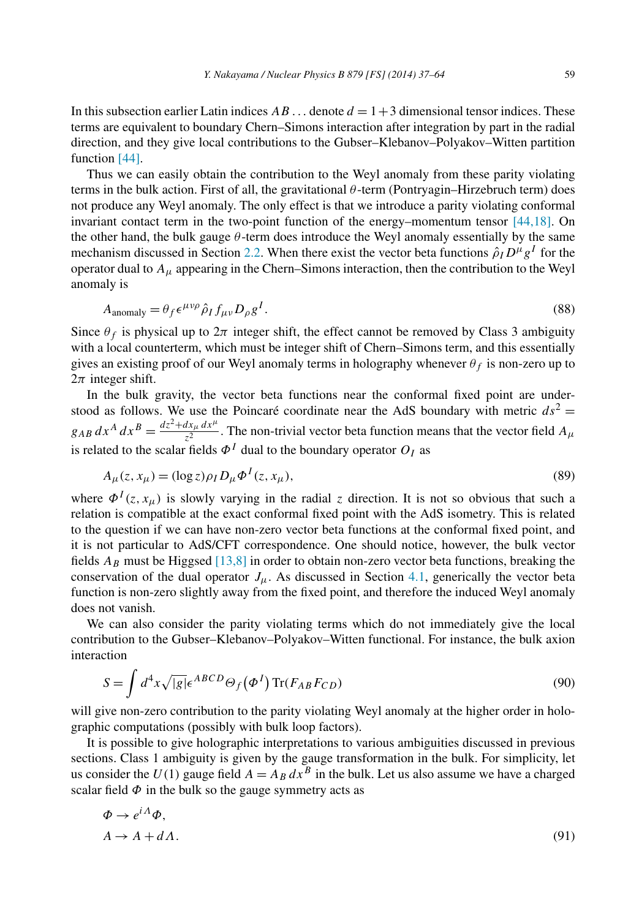In this subsection earlier Latin indices $AB\ldots$ denote $d = 1+3$ dimensional tensor indices. These terms are equivalent to boundary Chern–Simons interaction after integration by part in the radial direction, and they give local contributions to the Gubser–Klebanov–Polyakov–Witten partition function [44].

Thus we can easily obtain the contribution to the Weyl anomaly from these parity violating terms in the bulk action. First of all, the gravitational $\theta$-term (Pontryagin–Hirzebruch term) does not produce any Weyl anomaly. The only effect is that we introduce a parity violating conformal invariant contact term in the two-point function of the energy–momentum tensor [44,18]. On the other hand, the bulk gauge $\theta$-term does introduce the Weyl anomaly essentially by the same mechanism discussed in Section 2.2. When there exist the vector beta functions $\hat{\rho}_I D^\mu g^I$ for the operator dual to $A_\mu$ appearing in the Chern–Simons interaction, then the contribution to the Weyl anomaly is

$$A_{\text{anomaly}} = \theta_f \epsilon^{\mu\nu\rho} \hat{\rho}_I f_{\mu\nu} D_\rho g^I. \tag{88}$$

Since $\theta_f$ is physical up to $2\pi$ integer shift, the effect cannot be removed by Class 3 ambiguity with a local counterterm, which must be integer shift of Chern–Simons term, and this essentially gives an existing proof of our Weyl anomaly terms in holography whenever $\theta_f$ is non-zero up to $2\pi$ integer shift.

In the bulk gravity, the vector beta functions near the conformal fixed point are understood as follows. We use the Poincaré coordinate near the AdS boundary with metric $ds^2 = g_{AB}\, dx^A\, dx^B = \frac{dz^2 + dx_\mu\, dx^\mu}{z^2}$. The non-trivial vector beta function means that the vector field $A_\mu$ is related to the scalar fields $\Phi^I$ dual to the boundary operator $O_I$ as

$$A_\mu(z, x_\mu) = (\log z) \rho_I D_\mu \Phi^I(z, x_\mu), \tag{89}$$

where $\Phi^I(z, x_\mu)$ is slowly varying in the radial $z$ direction. It is not so obvious that such a relation is compatible at the exact conformal fixed point with the AdS isometry. This is related to the question if we can have non-zero vector beta functions at the conformal fixed point, and it is not particular to AdS/CFT correspondence. One should notice, however, the bulk vector fields $A_B$ must be Higgsed [13,8] in order to obtain non-zero vector beta functions, breaking the conservation of the dual operator $J_\mu$. As discussed in Section 4.1, generically the vector beta function is non-zero slightly away from the fixed point, and therefore the induced Weyl anomaly does not vanish.

We can also consider the parity violating terms which do not immediately give the local contribution to the Gubser–Klebanov–Polyakov–Witten functional. For instance, the bulk axion interaction

$$S = \int d^4x \sqrt{|g|} \epsilon^{ABCD} \Theta_f\big(\Phi^I\big) \operatorname{Tr}(F_{AB} F_{CD}) \tag{90}$$

will give non-zero contribution to the parity violating Weyl anomaly at the higher order in holographic computations (possibly with bulk loop factors).

It is possible to give holographic interpretations to various ambiguities discussed in previous sections. Class 1 ambiguity is given by the gauge transformation in the bulk. For simplicity, let us consider the $U(1)$ gauge field $A = A_B\, dx^B$ in the bulk. Let us also assume we have a charged scalar field $\Phi$ in the bulk so the gauge symmetry acts as

$$\begin{aligned}
&\Phi \to e^{i\Lambda}\Phi, \\
&A \to A + d\Lambda.
\end{aligned} \tag{91}$$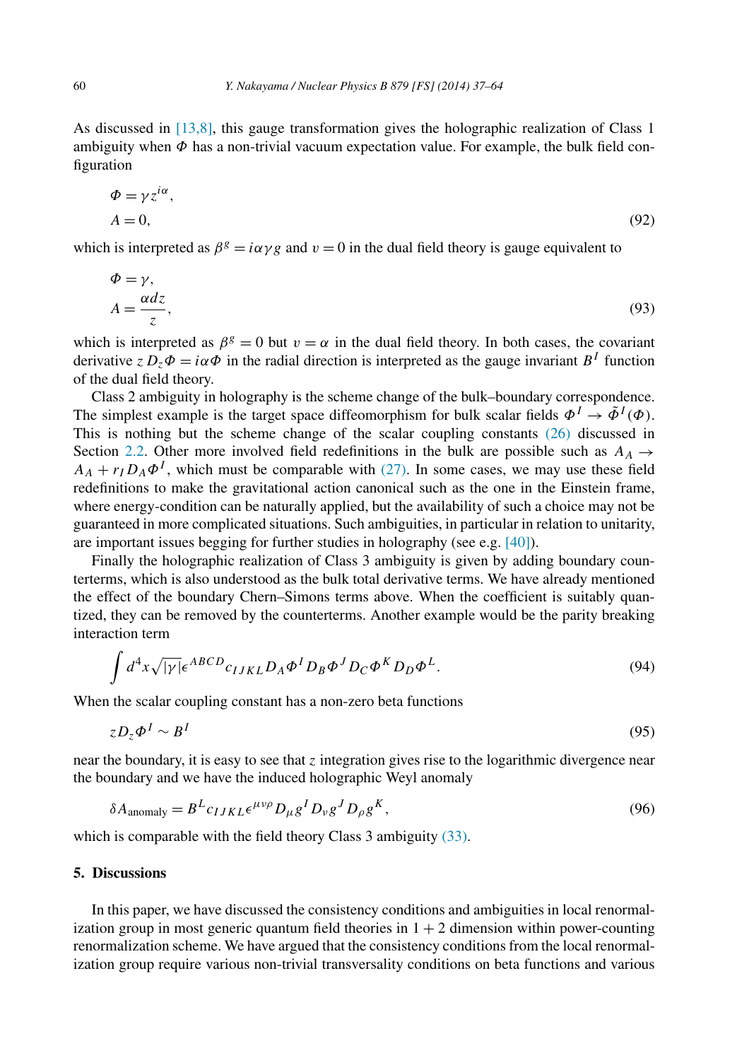As discussed in [13,8], this gauge transformation gives the holographic realization of Class 1 ambiguity when $\Phi$ has a non-trivial vacuum expectation value. For example, the bulk field configuration

$$\Phi = \gamma z^{i\alpha},$$
$$A = 0, \tag{92}$$

which is interpreted as $\beta^g = i\alpha\gamma g$ and $v = 0$ in the dual field theory is gauge equivalent to

$$\Phi = \gamma,$$
$$A = \frac{\alpha dz}{z}, \tag{93}$$

which is interpreted as $\beta^g = 0$ but $v = \alpha$ in the dual field theory. In both cases, the covariant derivative $z D_z \Phi = i\alpha\Phi$ in the radial direction is interpreted as the gauge invariant $B^I$ function of the dual field theory.

Class 2 ambiguity in holography is the scheme change of the bulk–boundary correspondence. The simplest example is the target space diffeomorphism for bulk scalar fields $\Phi^I \to \tilde{\Phi}^I(\Phi)$. This is nothing but the scheme change of the scalar coupling constants (26) discussed in Section 2.2. Other more involved field redefinitions in the bulk are possible such as $A_A \to A_A + r_I D_A \Phi^I$, which must be comparable with (27). In some cases, we may use these field redefinitions to make the gravitational action canonical such as the one in the Einstein frame, where energy-condition can be naturally applied, but the availability of such a choice may not be guaranteed in more complicated situations. Such ambiguities, in particular in relation to unitarity, are important issues begging for further studies in holography (see e.g. [40]).

Finally the holographic realization of Class 3 ambiguity is given by adding boundary counterterms, which is also understood as the bulk total derivative terms. We have already mentioned the effect of the boundary Chern–Simons terms above. When the coefficient is suitably quantized, they can be removed by the counterterms. Another example would be the parity breaking interaction term

$$\int d^4x \sqrt{|\gamma|} \epsilon^{ABCD} c_{IJKL} D_A \Phi^I D_B \Phi^J D_C \Phi^K D_D \Phi^L. \tag{94}$$

When the scalar coupling constant has a non-zero beta functions

$$z D_z \Phi^I \sim B^I \tag{95}$$

near the boundary, it is easy to see that $z$ integration gives rise to the logarithmic divergence near the boundary and we have the induced holographic Weyl anomaly

$$\delta A_{\text{anomaly}} = B^L c_{IJKL} \epsilon^{\mu\nu\rho} D_\mu g^I D_\nu g^J D_\rho g^K, \tag{96}$$

which is comparable with the field theory Class 3 ambiguity (33).

## 5. Discussions

In this paper, we have discussed the consistency conditions and ambiguities in local renormalization group in most generic quantum field theories in $1+2$ dimension within power-counting renormalization scheme. We have argued that the consistency conditions from the local renormalization group require various non-trivial transversality conditions on beta functions and various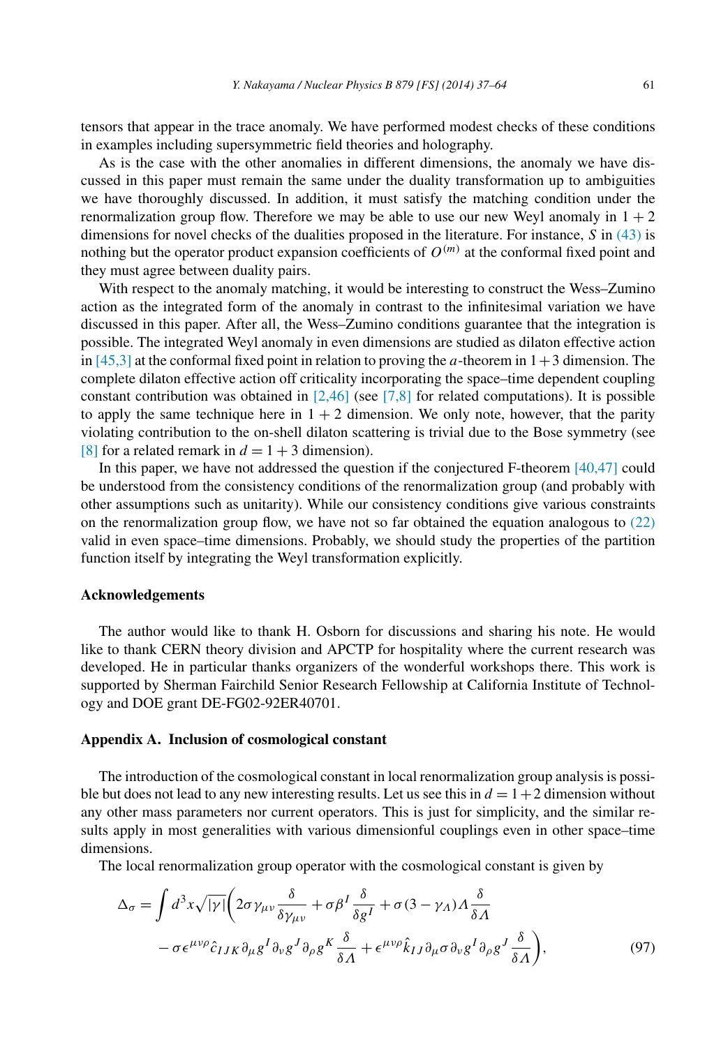tensors that appear in the trace anomaly. We have performed modest checks of these conditions in examples including supersymmetric field theories and holography.

As is the case with the other anomalies in different dimensions, the anomaly we have discussed in this paper must remain the same under the duality transformation up to ambiguities we have thoroughly discussed. In addition, it must satisfy the matching condition under the renormalization group flow. Therefore we may be able to use our new Weyl anomaly in $1+2$ dimensions for novel checks of the dualities proposed in the literature. For instance, $S$ in (43) is nothing but the operator product expansion coefficients of $O^{(m)}$ at the conformal fixed point and they must agree between duality pairs.

With respect to the anomaly matching, it would be interesting to construct the Wess–Zumino action as the integrated form of the anomaly in contrast to the infinitesimal variation we have discussed in this paper. After all, the Wess–Zumino conditions guarantee that the integration is possible. The integrated Weyl anomaly in even dimensions are studied as dilaton effective action in [45,3] at the conformal fixed point in relation to proving the $a$-theorem in $1+3$ dimension. The complete dilaton effective action off criticality incorporating the space–time dependent coupling constant contribution was obtained in [2,46] (see [7,8] for related computations). It is possible to apply the same technique here in $1+2$ dimension. We only note, however, that the parity violating contribution to the on-shell dilaton scattering is trivial due to the Bose symmetry (see [8] for a related remark in $d = 1+3$ dimension).

In this paper, we have not addressed the question if the conjectured F-theorem [40,47] could be understood from the consistency conditions of the renormalization group (and probably with other assumptions such as unitarity). While our consistency conditions give various constraints on the renormalization group flow, we have not so far obtained the equation analogous to (22) valid in even space–time dimensions. Probably, we should study the properties of the partition function itself by integrating the Weyl transformation explicitly.

## Acknowledgements

The author would like to thank H. Osborn for discussions and sharing his note. He would like to thank CERN theory division and APCTP for hospitality where the current research was developed. He in particular thanks organizers of the wonderful workshops there. This work is supported by Sherman Fairchild Senior Research Fellowship at California Institute of Technology and DOE grant DE-FG02-92ER40701.

## Appendix A. Inclusion of cosmological constant

The introduction of the cosmological constant in local renormalization group analysis is possible but does not lead to any new interesting results. Let us see this in $d = 1+2$ dimension without any other mass parameters nor current operators. This is just for simplicity, and the similar results apply in most generalities with various dimensionful couplings even in other space–time dimensions.

The local renormalization group operator with the cosmological constant is given by

$$\Delta_\sigma = \int d^3x \sqrt{|\gamma|} \bigg( 2\sigma \gamma_{\mu\nu} \frac{\delta}{\delta \gamma_{\mu\nu}} + \sigma \beta^I \frac{\delta}{\delta g^I} + \sigma(3 - \gamma_\Lambda)\Lambda \frac{\delta}{\delta \Lambda} \\ - \sigma \epsilon^{\mu\nu\rho} \hat{c}_{IJK} \partial_\mu g^I \partial_\nu g^J \partial_\rho g^K \frac{\delta}{\delta \Lambda} + \epsilon^{\mu\nu\rho} \hat{k}_{IJ} \partial_\mu \sigma \partial_\nu g^I \partial_\rho g^J \frac{\delta}{\delta \Lambda} \bigg), \tag{97}$$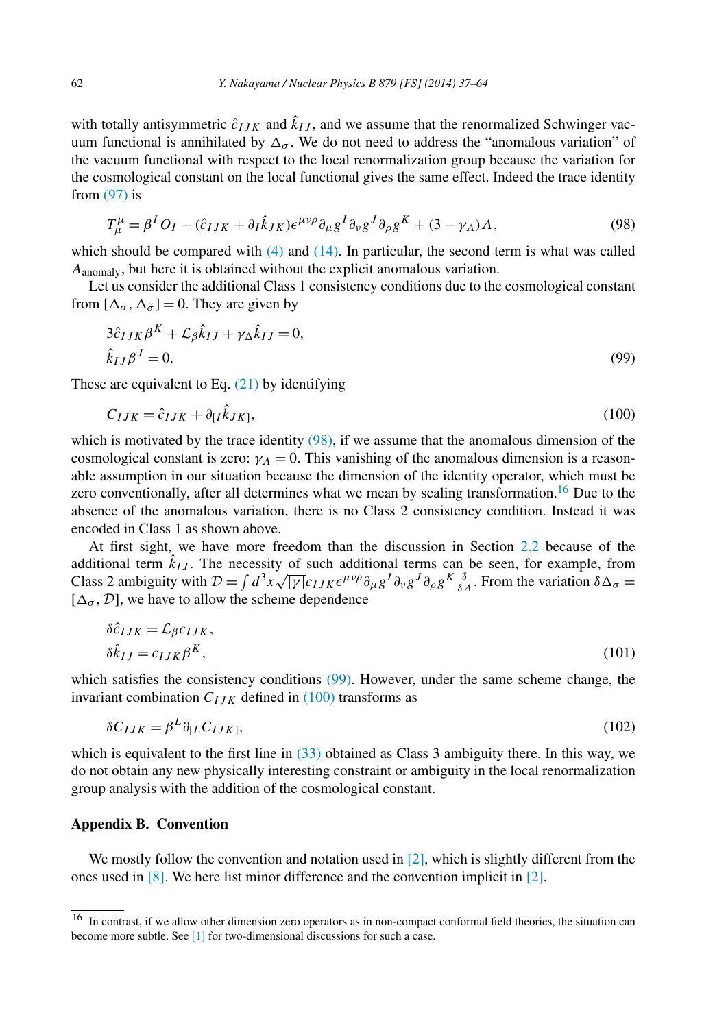with totally antisymmetric $\hat{c}_{IJK}$ and $\hat{k}_{IJ}$, and we assume that the renormalized Schwinger vacuum functional is annihilated by $\Delta_\sigma$. We do not need to address the "anomalous variation" of the vacuum functional with respect to the local renormalization group because the variation for the cosmological constant on the local functional gives the same effect. Indeed the trace identity from (97) is

$$T^\mu_\mu = \beta^I O_I - (\hat{c}_{IJK} + \partial_I \hat{k}_{JK})\epsilon^{\mu\nu\rho}\partial_\mu g^I \partial_\nu g^J \partial_\rho g^K + (3 - \gamma_\Lambda)\Lambda, \tag{98}$$

which should be compared with (4) and (14). In particular, the second term is what was called $A_{\text{anomaly}}$, but here it is obtained without the explicit anomalous variation.

Let us consider the additional Class 1 consistency conditions due to the cosmological constant from $[\Delta_\sigma, \Delta_{\tilde{\sigma}}] = 0$. They are given by

$$\begin{aligned} &3\hat{c}_{IJK}\beta^K + \mathcal{L}_\beta \hat{k}_{IJ} + \gamma_\Delta \hat{k}_{IJ} = 0, \\ &\hat{k}_{IJ}\beta^J = 0. \end{aligned} \tag{99}$$

These are equivalent to Eq. (21) by identifying

$$C_{IJK} = \hat{c}_{IJK} + \partial_{[I}\hat{k}_{JK]}, \tag{100}$$

which is motivated by the trace identity (98), if we assume that the anomalous dimension of the cosmological constant is zero: $\gamma_\Lambda = 0$. This vanishing of the anomalous dimension is a reasonable assumption in our situation because the dimension of the identity operator, which must be zero conventionally, after all determines what we mean by scaling transformation.[16] Due to the absence of the anomalous variation, there is no Class 2 consistency condition. Instead it was encoded in Class 1 as shown above.

At first sight, we have more freedom than the discussion in Section 2.2 because of the additional term $\hat{k}_{IJ}$. The necessity of such additional terms can be seen, for example, from Class 2 ambiguity with $\mathcal{D} = \int d^3x \sqrt{|\gamma|} c_{IJK}\epsilon^{\mu\nu\rho}\partial_\mu g^I \partial_\nu g^J \partial_\rho g^K \frac{\delta}{\delta \Lambda}$. From the variation $\delta\Delta_\sigma = [\Delta_\sigma, \mathcal{D}]$, we have to allow the scheme dependence

$$\begin{aligned} &\delta\hat{c}_{IJK} = \mathcal{L}_\beta c_{IJK}, \\ &\delta\hat{k}_{IJ} = c_{IJK}\beta^K, \end{aligned} \tag{101}$$

which satisfies the consistency conditions (99). However, under the same scheme change, the invariant combination $C_{IJK}$ defined in (100) transforms as

$$\delta C_{IJK} = \beta^L \partial_{[L} C_{IJK]}, \tag{102}$$

which is equivalent to the first line in (33) obtained as Class 3 ambiguity there. In this way, we do not obtain any new physically interesting constraint or ambiguity in the local renormalization group analysis with the addition of the cosmological constant.

## Appendix B. Convention

We mostly follow the convention and notation used in [2], which is slightly different from the ones used in [8]. We here list minor difference and the convention implicit in [2].

---

[16] In contrast, if we allow other dimension zero operators as in non-compact conformal field theories, the situation can become more subtle. See [1] for two-dimensional discussions for such a case.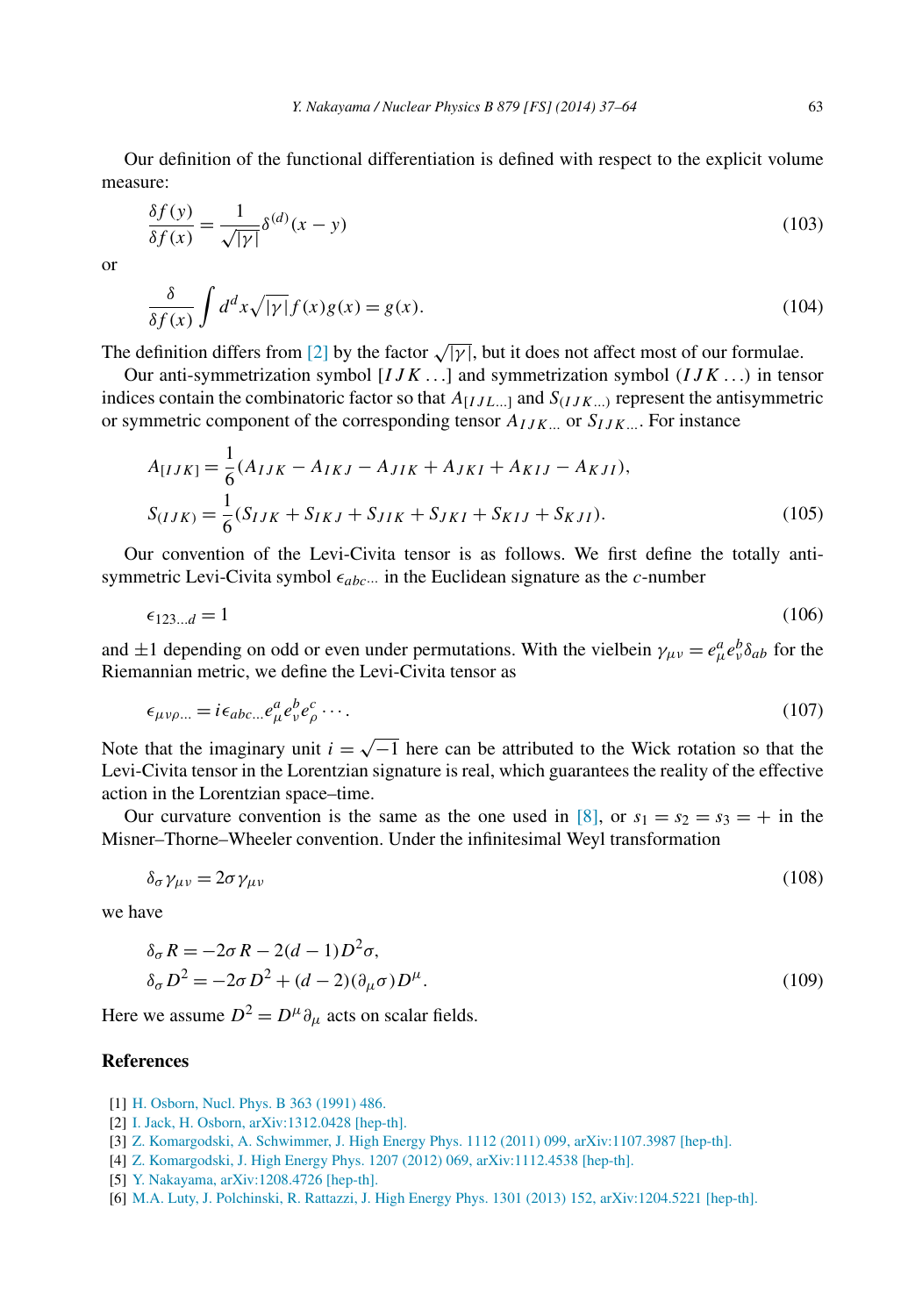Our definition of the functional differentiation is defined with respect to the explicit volume measure:

$$\frac{\delta f(y)}{\delta f(x)} = \frac{1}{\sqrt{|\gamma|}} \delta^{(d)}(x-y) \tag{103}$$

or

$$\frac{\delta}{\delta f(x)} \int d^d x \sqrt{|\gamma|} f(x) g(x) = g(x). \tag{104}$$

The definition differs from [2] by the factor $\sqrt{|\gamma|}$, but it does not affect most of our formulae.

Our anti-symmetrization symbol $[IJK\ldots]$ and symmetrization symbol $(IJK\ldots)$ in tensor indices contain the combinatoric factor so that $A_{[IJL\ldots]}$ and $S_{(IJK\ldots)}$ represent the antisymmetric or symmetric component of the corresponding tensor $A_{IJK\ldots}$ or $S_{IJK\ldots}$. For instance

$$\begin{aligned}
A_{[IJK]} &= \frac{1}{6}(A_{IJK} - A_{IKJ} - A_{JIK} + A_{JKI} + A_{KIJ} - A_{KJI}), \\
S_{(IJK)} &= \frac{1}{6}(S_{IJK} + S_{IKJ} + S_{JIK} + S_{JKI} + S_{KIJ} + S_{KJI}).
\end{aligned} \tag{105}$$

Our convention of the Levi-Civita tensor is as follows. We first define the totally anti-symmetric Levi-Civita symbol $\epsilon_{abc\cdots}$ in the Euclidean signature as the $c$-number

$$\epsilon_{123\ldots d} = 1 \tag{106}$$

and $\pm 1$ depending on odd or even under permutations. With the vielbein $\gamma_{\mu\nu} = e^a_\mu e^b_\nu \delta_{ab}$ for the Riemannian metric, we define the Levi-Civita tensor as

$$\epsilon_{\mu\nu\rho\ldots} = i\epsilon_{abc\ldots} e^a_\mu e^b_\nu e^c_\rho \cdots. \tag{107}$$

Note that the imaginary unit $i = \sqrt{-1}$ here can be attributed to the Wick rotation so that the Levi-Civita tensor in the Lorentzian signature is real, which guarantees the reality of the effective action in the Lorentzian space–time.

Our curvature convention is the same as the one used in [8], or $s_1 = s_2 = s_3 = +$ in the Misner–Thorne–Wheeler convention. Under the infinitesimal Weyl transformation

$$\delta_\sigma \gamma_{\mu\nu} = 2\sigma \gamma_{\mu\nu} \tag{108}$$

we have

$$\begin{aligned}
\delta_\sigma R &= -2\sigma R - 2(d-1) D^2 \sigma, \\
\delta_\sigma D^2 &= -2\sigma D^2 + (d-2)(\partial_\mu \sigma) D^\mu.
\end{aligned} \tag{109}$$

Here we assume $D^2 = D^\mu \partial_\mu$ acts on scalar fields.

## References

[1] H. Osborn, Nucl. Phys. B 363 (1991) 486.

[2] I. Jack, H. Osborn, arXiv:1312.0428 [hep-th].

[3] Z. Komargodski, A. Schwimmer, J. High Energy Phys. 1112 (2011) 099, arXiv:1107.3987 [hep-th].

[4] Z. Komargodski, J. High Energy Phys. 1207 (2012) 069, arXiv:1112.4538 [hep-th].

[5] Y. Nakayama, arXiv:1208.4726 [hep-th].

[6] M.A. Luty, J. Polchinski, R. Rattazzi, J. High Energy Phys. 1301 (2013) 152, arXiv:1204.5221 [hep-th].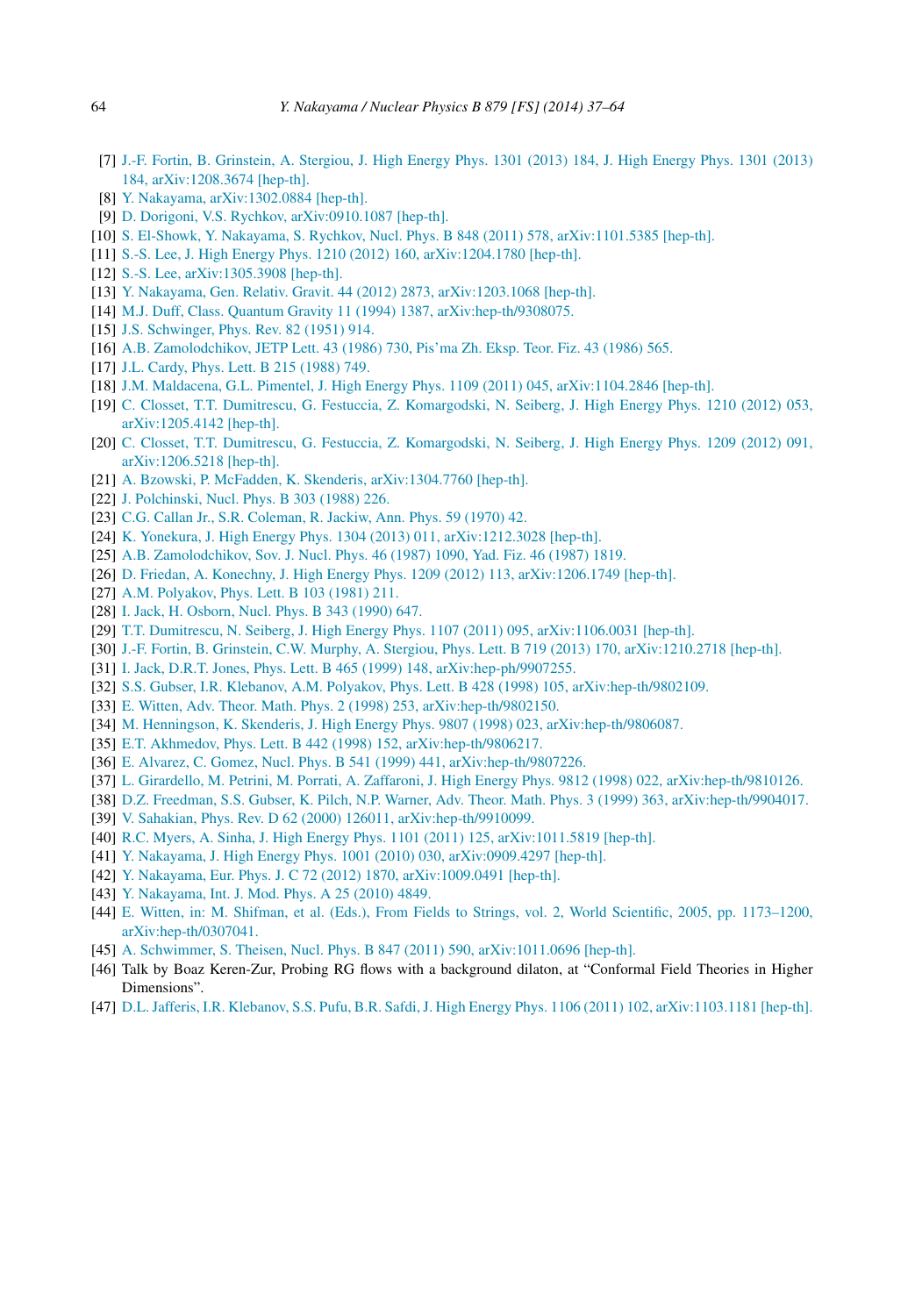[7] J.-F. Fortin, B. Grinstein, A. Stergiou, J. High Energy Phys. 1301 (2013) 184, J. High Energy Phys. 1301 (2013) 184, arXiv:1208.3674 [hep-th].

[8] Y. Nakayama, arXiv:1302.0884 [hep-th].

[9] D. Dorigoni, V.S. Rychkov, arXiv:0910.1087 [hep-th].

[10] S. El-Showk, Y. Nakayama, S. Rychkov, Nucl. Phys. B 848 (2011) 578, arXiv:1101.5385 [hep-th].

[11] S.-S. Lee, J. High Energy Phys. 1210 (2012) 160, arXiv:1204.1780 [hep-th].

[12] S.-S. Lee, arXiv:1305.3908 [hep-th].

[13] Y. Nakayama, Gen. Relativ. Gravit. 44 (2012) 2873, arXiv:1203.1068 [hep-th].

[14] M.J. Duff, Class. Quantum Gravity 11 (1994) 1387, arXiv:hep-th/9308075.

[15] J.S. Schwinger, Phys. Rev. 82 (1951) 914.

[16] A.B. Zamolodchikov, JETP Lett. 43 (1986) 730, Pis'ma Zh. Eksp. Teor. Fiz. 43 (1986) 565.

[17] J.L. Cardy, Phys. Lett. B 215 (1988) 749.

[18] J.M. Maldacena, G.L. Pimentel, J. High Energy Phys. 1109 (2011) 045, arXiv:1104.2846 [hep-th].

[19] C. Closset, T.T. Dumitrescu, G. Festuccia, Z. Komargodski, N. Seiberg, J. High Energy Phys. 1210 (2012) 053, arXiv:1205.4142 [hep-th].

[20] C. Closset, T.T. Dumitrescu, G. Festuccia, Z. Komargodski, N. Seiberg, J. High Energy Phys. 1209 (2012) 091, arXiv:1206.5218 [hep-th].

[21] A. Bzowski, P. McFadden, K. Skenderis, arXiv:1304.7760 [hep-th].

[22] J. Polchinski, Nucl. Phys. B 303 (1988) 226.

[23] C.G. Callan Jr., S.R. Coleman, R. Jackiw, Ann. Phys. 59 (1970) 42.

[24] K. Yonekura, J. High Energy Phys. 1304 (2013) 011, arXiv:1212.3028 [hep-th].

[25] A.B. Zamolodchikov, Sov. J. Nucl. Phys. 46 (1987) 1090, Yad. Fiz. 46 (1987) 1819.

[26] D. Friedan, A. Konechny, J. High Energy Phys. 1209 (2012) 113, arXiv:1206.1749 [hep-th].

[27] A.M. Polyakov, Phys. Lett. B 103 (1981) 211.

[28] I. Jack, H. Osborn, Nucl. Phys. B 343 (1990) 647.

[29] T.T. Dumitrescu, N. Seiberg, J. High Energy Phys. 1107 (2011) 095, arXiv:1106.0031 [hep-th].

[30] J.-F. Fortin, B. Grinstein, C.W. Murphy, A. Stergiou, Phys. Lett. B 719 (2013) 170, arXiv:1210.2718 [hep-th].

[31] I. Jack, D.R.T. Jones, Phys. Lett. B 465 (1999) 148, arXiv:hep-ph/9907255.

[32] S.S. Gubser, I.R. Klebanov, A.M. Polyakov, Phys. Lett. B 428 (1998) 105, arXiv:hep-th/9802109.

[33] E. Witten, Adv. Theor. Math. Phys. 2 (1998) 253, arXiv:hep-th/9802150.

[34] M. Henningson, K. Skenderis, J. High Energy Phys. 9807 (1998) 023, arXiv:hep-th/9806087.

[35] E.T. Akhmedov, Phys. Lett. B 442 (1998) 152, arXiv:hep-th/9806217.

[36] E. Alvarez, C. Gomez, Nucl. Phys. B 541 (1999) 441, arXiv:hep-th/9807226.

[37] L. Girardello, M. Petrini, M. Porrati, A. Zaffaroni, J. High Energy Phys. 9812 (1998) 022, arXiv:hep-th/9810126.

[38] D.Z. Freedman, S.S. Gubser, K. Pilch, N.P. Warner, Adv. Theor. Math. Phys. 3 (1999) 363, arXiv:hep-th/9904017.

[39] V. Sahakian, Phys. Rev. D 62 (2000) 126011, arXiv:hep-th/9910099.

[40] R.C. Myers, A. Sinha, J. High Energy Phys. 1101 (2011) 125, arXiv:1011.5819 [hep-th].

[41] Y. Nakayama, J. High Energy Phys. 1001 (2010) 030, arXiv:0909.4297 [hep-th].

[42] Y. Nakayama, Eur. Phys. J. C 72 (2012) 1870, arXiv:1009.0491 [hep-th].

[43] Y. Nakayama, Int. J. Mod. Phys. A 25 (2010) 4849.

[44] E. Witten, in: M. Shifman, et al. (Eds.), From Fields to Strings, vol. 2, World Scientific, 2005, pp. 1173–1200, arXiv:hep-th/0307041.

[45] A. Schwimmer, S. Theisen, Nucl. Phys. B 847 (2011) 590, arXiv:1011.0696 [hep-th].

[46] Talk by Boaz Keren-Zur, Probing RG flows with a background dilaton, at "Conformal Field Theories in Higher Dimensions".

[47] D.L. Jafferis, I.R. Klebanov, S.S. Pufu, B.R. Safdi, J. High Energy Phys. 1106 (2011) 102, arXiv:1103.1181 [hep-th].